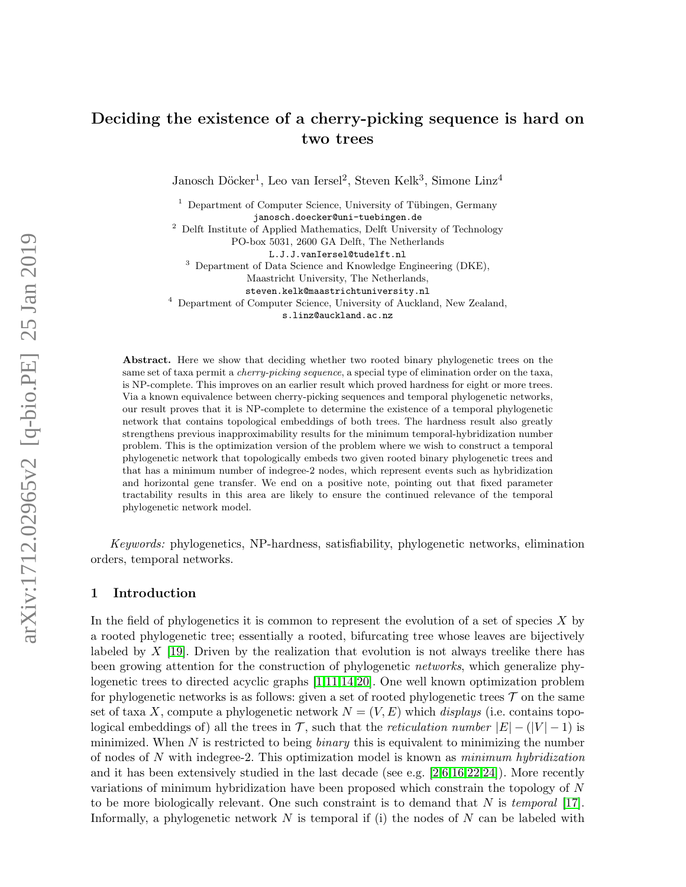# Deciding the existence of a cherry-picking sequence is hard on two trees

Janosch Döcker[1], Leo van Iersel[2], Steven Kelk[3], Simone Linz[4]

[1] Department of Computer Science, University of Tübingen, Germany
janosch.doecker@uni-tuebingen.de

[2] Delft Institute of Applied Mathematics, Delft University of Technology
PO-box 5031, 2600 GA Delft, The Netherlands
L.J.J.vanIersel@tudelft.nl

[3] Department of Data Science and Knowledge Engineering (DKE),
Maastricht University, The Netherlands,
steven.kelk@maastrichtuniversity.nl

[4] Department of Computer Science, University of Auckland, New Zealand,
s.linz@auckland.ac.nz

**Abstract.** Here we show that deciding whether two rooted binary phylogenetic trees on the same set of taxa permit a *cherry-picking sequence*, a special type of elimination order on the taxa, is NP-complete. This improves on an earlier result which proved hardness for eight or more trees. Via a known equivalence between cherry-picking sequences and temporal phylogenetic networks, our result proves that it is NP-complete to determine the existence of a temporal phylogenetic network that contains topological embeddings of both trees. The hardness result also greatly strengthens previous inapproximability results for the minimum temporal-hybridization number problem. This is the optimization version of the problem where we wish to construct a temporal phylogenetic network that topologically embeds two given rooted binary phylogenetic trees and that has a minimum number of indegree-2 nodes, which represent events such as hybridization and horizontal gene transfer. We end on a positive note, pointing out that fixed parameter tractability results in this area are likely to ensure the continued relevance of the temporal phylogenetic network model.

*Keywords:* phylogenetics, NP-hardness, satisfiability, phylogenetic networks, elimination orders, temporal networks.

## 1 Introduction

In the field of phylogenetics it is common to represent the evolution of a set of species $X$ by a rooted phylogenetic tree; essentially a rooted, bifurcating tree whose leaves are bijectively labeled by $X$ [19]. Driven by the realization that evolution is not always treelike there has been growing attention for the construction of phylogenetic *networks*, which generalize phylogenetic trees to directed acyclic graphs [1,11,14,20]. One well known optimization problem for phylogenetic networks is as follows: given a set of rooted phylogenetic trees $\mathcal{T}$ on the same set of taxa $X$, compute a phylogenetic network $N = (V, E)$ which *displays* (i.e. contains topological embeddings of) all the trees in $\mathcal{T}$, such that the *reticulation number* $|E| - (|V| - 1)$ is minimized. When $N$ is restricted to being *binary* this is equivalent to minimizing the number of nodes of $N$ with indegree-2. This optimization model is known as *minimum hybridization* and it has been extensively studied in the last decade (see e.g. [2,6,16,22,24]). More recently variations of minimum hybridization have been proposed which constrain the topology of $N$ to be more biologically relevant. One such constraint is to demand that $N$ is *temporal* [17]. Informally, a phylogenetic network $N$ is temporal if (i) the nodes of $N$ can be labeled with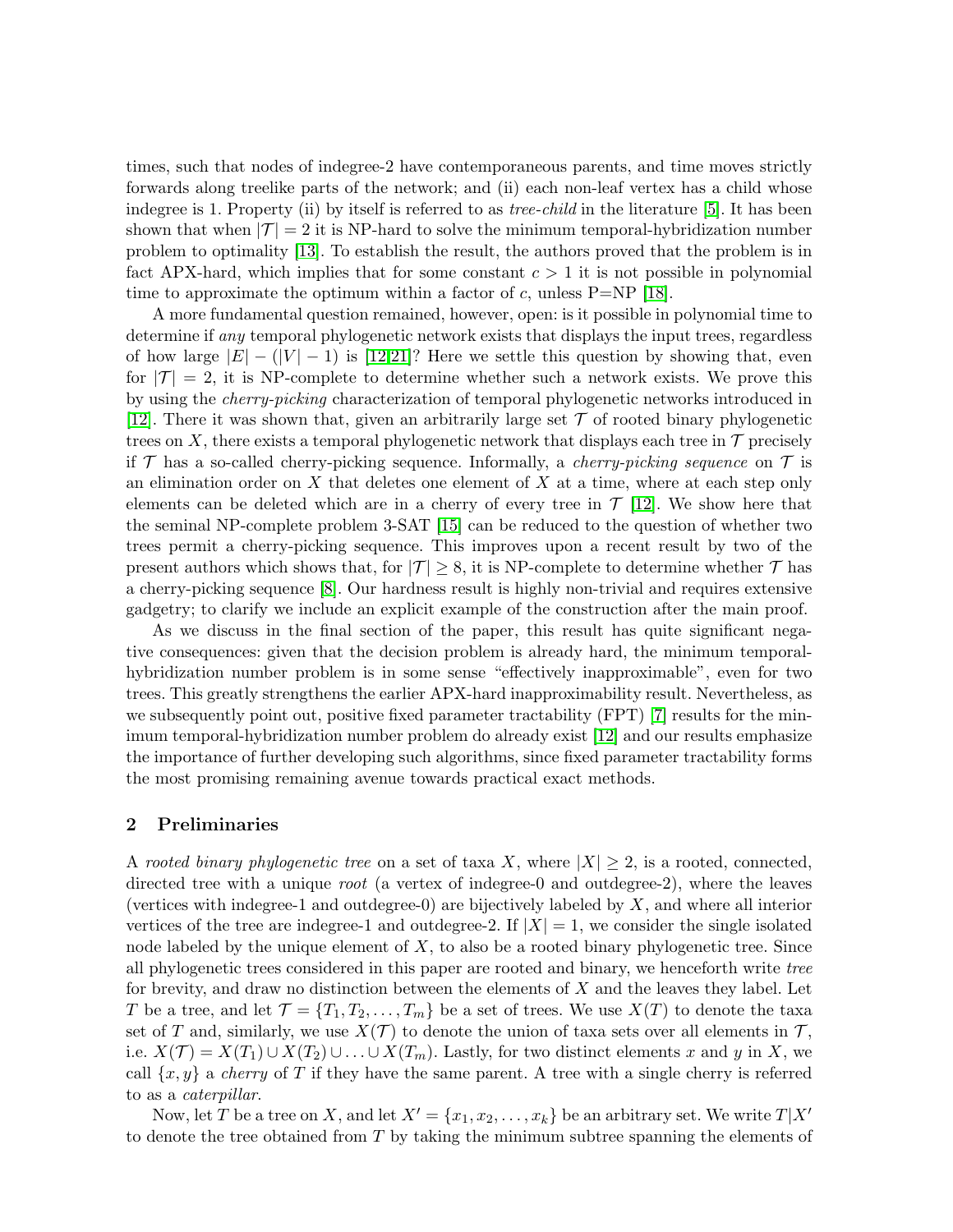times, such that nodes of indegree-2 have contemporaneous parents, and time moves strictly forwards along treelike parts of the network; and (ii) each non-leaf vertex has a child whose indegree is 1. Property (ii) by itself is referred to as *tree-child* in the literature [5]. It has been shown that when $|\mathcal{T}| = 2$ it is NP-hard to solve the minimum temporal-hybridization number problem to optimality [13]. To establish the result, the authors proved that the problem is in fact APX-hard, which implies that for some constant $c > 1$ it is not possible in polynomial time to approximate the optimum within a factor of $c$, unless P=NP [18].

A more fundamental question remained, however, open: is it possible in polynomial time to determine if *any* temporal phylogenetic network exists that displays the input trees, regardless of how large $|E| - (|V| - 1)$ is [12,21]? Here we settle this question by showing that, even for $|\mathcal{T}| = 2$, it is NP-complete to determine whether such a network exists. We prove this by using the *cherry-picking* characterization of temporal phylogenetic networks introduced in [12]. There it was shown that, given an arbitrarily large set $\mathcal{T}$ of rooted binary phylogenetic trees on $X$, there exists a temporal phylogenetic network that displays each tree in $\mathcal{T}$ precisely if $\mathcal{T}$ has a so-called cherry-picking sequence. Informally, a *cherry-picking sequence* on $\mathcal{T}$ is an elimination order on $X$ that deletes one element of $X$ at a time, where at each step only elements can be deleted which are in a cherry of every tree in $\mathcal{T}$ [12]. We show here that the seminal NP-complete problem 3-SAT [15] can be reduced to the question of whether two trees permit a cherry-picking sequence. This improves upon a recent result by two of the present authors which shows that, for $|\mathcal{T}| \geq 8$, it is NP-complete to determine whether $\mathcal{T}$ has a cherry-picking sequence [8]. Our hardness result is highly non-trivial and requires extensive gadgetry; to clarify we include an explicit example of the construction after the main proof.

As we discuss in the final section of the paper, this result has quite significant negative consequences: given that the decision problem is already hard, the minimum temporal-hybridization number problem is in some sense "effectively inapproximable", even for two trees. This greatly strengthens the earlier APX-hard inapproximability result. Nevertheless, as we subsequently point out, positive fixed parameter tractability (FPT) [7] results for the minimum temporal-hybridization number problem do already exist [12] and our results emphasize the importance of further developing such algorithms, since fixed parameter tractability forms the most promising remaining avenue towards practical exact methods.

## 2 Preliminaries

A *rooted binary phylogenetic tree* on a set of taxa $X$, where $|X| \geq 2$, is a rooted, connected, directed tree with a unique *root* (a vertex of indegree-0 and outdegree-2), where the leaves (vertices with indegree-1 and outdegree-0) are bijectively labeled by $X$, and where all interior vertices of the tree are indegree-1 and outdegree-2. If $|X| = 1$, we consider the single isolated node labeled by the unique element of $X$, to also be a rooted binary phylogenetic tree. Since all phylogenetic trees considered in this paper are rooted and binary, we henceforth write *tree* for brevity, and draw no distinction between the elements of $X$ and the leaves they label. Let $T$ be a tree, and let $\mathcal{T} = \{T_1, T_2, \ldots, T_m\}$ be a set of trees. We use $X(T)$ to denote the taxa set of $T$ and, similarly, we use $X(\mathcal{T})$ to denote the union of taxa sets over all elements in $\mathcal{T}$, i.e. $X(\mathcal{T}) = X(T_1) \cup X(T_2) \cup \ldots \cup X(T_m)$. Lastly, for two distinct elements $x$ and $y$ in $X$, we call $\{x, y\}$ a *cherry* of $T$ if they have the same parent. A tree with a single cherry is referred to as a *caterpillar*.

Now, let $T$ be a tree on $X$, and let $X' = \{x_1, x_2, \ldots, x_k\}$ be an arbitrary set. We write $T|X'$ to denote the tree obtained from $T$ by taking the minimum subtree spanning the elements of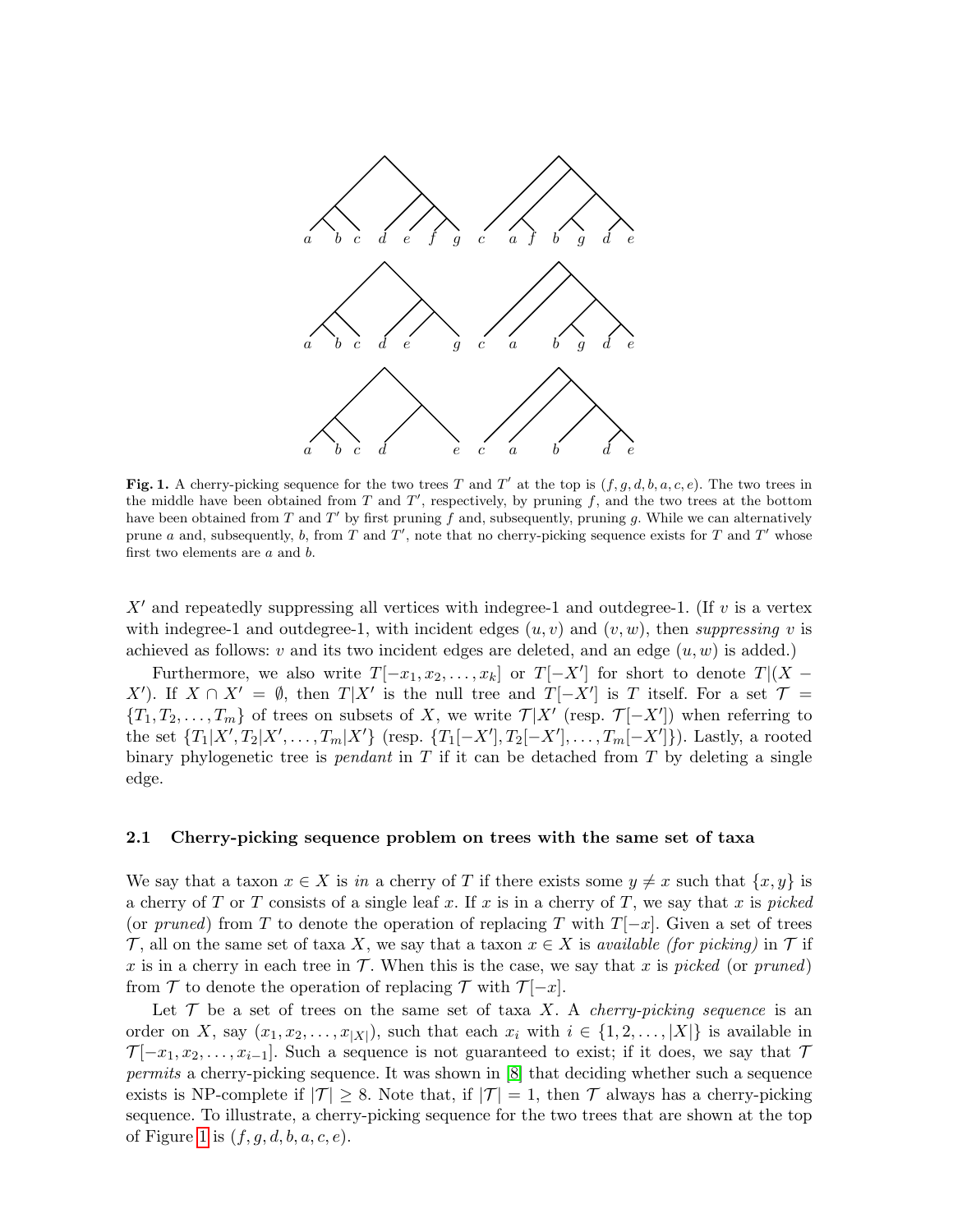**Fig. 1.** A cherry-picking sequence for the two trees $T$ and $T'$ at the top is $(f, g, d, b, a, c, e)$. The two trees in the middle have been obtained from $T$ and $T'$, respectively, by pruning $f$, and the two trees at the bottom have been obtained from $T$ and $T'$ by first pruning $f$ and, subsequently, pruning $g$. While we can alternatively prune $a$ and, subsequently, $b$, from $T$ and $T'$, note that no cherry-picking sequence exists for $T$ and $T'$ whose first two elements are $a$ and $b$.

$X'$ and repeatedly suppressing all vertices with indegree-1 and outdegree-1. (If $v$ is a vertex with indegree-1 and outdegree-1, with incident edges $(u, v)$ and $(v, w)$, then *suppressing* $v$ is achieved as follows: $v$ and its two incident edges are deleted, and an edge $(u, w)$ is added.)

Furthermore, we also write $T[-x_1, x_2, \dots, x_k]$ or $T[-X']$ for short to denote $T|(X - X')$. If $X \cap X' = \emptyset$, then $T|X'$ is the null tree and $T[-X']$ is $T$ itself. For a set $\mathcal{T} = \{T_1, T_2, \dots, T_m\}$ of trees on subsets of $X$, we write $\mathcal{T}|X'$ (resp. $\mathcal{T}[-X']$) when referring to the set $\{T_1|X', T_2|X', \dots, T_m|X'\}$ (resp. $\{T_1[-X'], T_2[-X'], \dots, T_m[-X']\}$). Lastly, a rooted binary phylogenetic tree is *pendant* in $T$ if it can be detached from $T$ by deleting a single edge.

### 2.1 Cherry-picking sequence problem on trees with the same set of taxa

We say that a taxon $x \in X$ is *in* a cherry of $T$ if there exists some $y \neq x$ such that $\{x, y\}$ is a cherry of $T$ or $T$ consists of a single leaf $x$. If $x$ is in a cherry of $T$, we say that $x$ is *picked* (or *pruned*) from $T$ to denote the operation of replacing $T$ with $T[-x]$. Given a set of trees $\mathcal{T}$, all on the same set of taxa $X$, we say that a taxon $x \in X$ is *available (for picking)* in $\mathcal{T}$ if $x$ is in a cherry in each tree in $\mathcal{T}$. When this is the case, we say that $x$ is *picked* (or *pruned*) from $\mathcal{T}$ to denote the operation of replacing $\mathcal{T}$ with $\mathcal{T}[-x]$.

Let $\mathcal{T}$ be a set of trees on the same set of taxa $X$. A *cherry-picking sequence* is an order on $X$, say $(x_1, x_2, \dots, x_{|X|})$, such that each $x_i$ with $i \in \{1, 2, \dots, |X|\}$ is available in $\mathcal{T}[-x_1, x_2, \dots, x_{i-1}]$. Such a sequence is not guaranteed to exist; if it does, we say that $\mathcal{T}$ *permits* a cherry-picking sequence. It was shown in [8] that deciding whether such a sequence exists is NP-complete if $|\mathcal{T}| \geq 8$. Note that, if $|\mathcal{T}| = 1$, then $\mathcal{T}$ always has a cherry-picking sequence. To illustrate, a cherry-picking sequence for the two trees that are shown at the top of Figure 1 is $(f, g, d, b, a, c, e)$.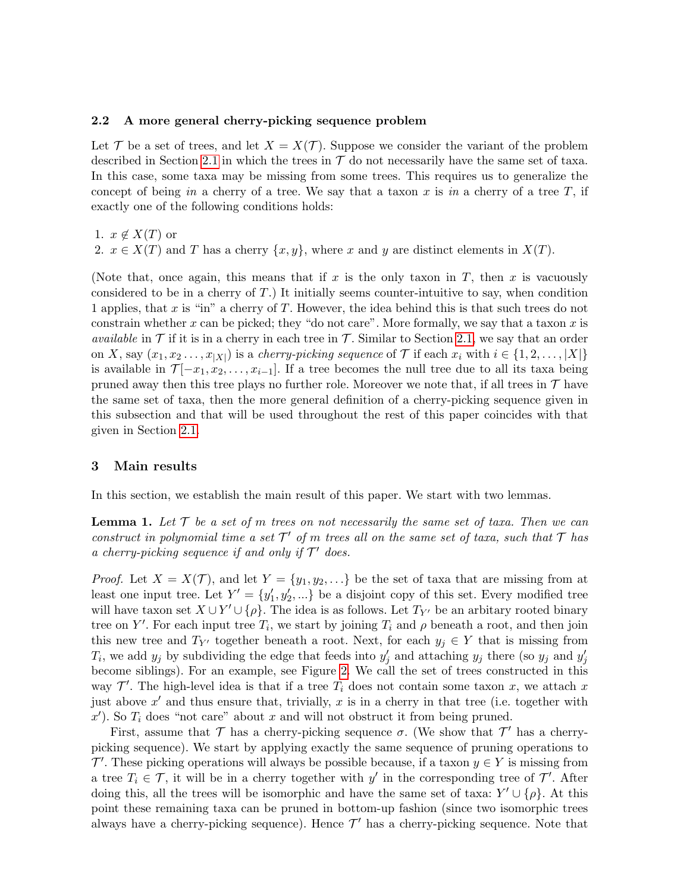### 2.2 A more general cherry-picking sequence problem

Let $\mathcal{T}$ be a set of trees, and let $X = X(\mathcal{T})$. Suppose we consider the variant of the problem described in Section 2.1 in which the trees in $\mathcal{T}$ do not necessarily have the same set of taxa. In this case, some taxa may be missing from some trees. This requires us to generalize the concept of being *in* a cherry of a tree. We say that a taxon $x$ is *in* a cherry of a tree $T$, if exactly one of the following conditions holds:

1. $x \notin X(T)$ or
2. $x \in X(T)$ and $T$ has a cherry $\{x, y\}$, where $x$ and $y$ are distinct elements in $X(T)$.

(Note that, once again, this means that if $x$ is the only taxon in $T$, then $x$ is vacuously considered to be in a cherry of $T$.) It initially seems counter-intuitive to say, when condition 1 applies, that $x$ is "in" a cherry of $T$. However, the idea behind this is that such trees do not constrain whether $x$ can be picked; they "do not care". More formally, we say that a taxon $x$ is *available* in $\mathcal{T}$ if it is in a cherry in each tree in $\mathcal{T}$. Similar to Section 2.1, we say that an order on $X$, say $(x_1, x_2 \ldots, x_{|X|})$ is a *cherry-picking sequence* of $\mathcal{T}$ if each $x_i$ with $i \in \{1, 2, \ldots, |X|\}$ is available in $\mathcal{T}[-x_1, x_2, \ldots, x_{i-1}]$. If a tree becomes the null tree due to all its taxa being pruned away then this tree plays no further role. Moreover we note that, if all trees in $\mathcal{T}$ have the same set of taxa, then the more general definition of a cherry-picking sequence given in this subsection and that will be used throughout the rest of this paper coincides with that given in Section 2.1.

## 3 Main results

In this section, we establish the main result of this paper. We start with two lemmas.

**Lemma 1.** *Let $\mathcal{T}$ be a set of $m$ trees on not necessarily the same set of taxa. Then we can construct in polynomial time a set $\mathcal{T}'$ of $m$ trees all on the same set of taxa, such that $\mathcal{T}$ has a cherry-picking sequence if and only if $\mathcal{T}'$ does.*

*Proof.* Let $X = X(\mathcal{T})$, and let $Y = \{y_1, y_2, \ldots\}$ be the set of taxa that are missing from at least one input tree. Let $Y' = \{y'_1, y'_2, ...\}$ be a disjoint copy of this set. Every modified tree will have taxon set $X \cup Y' \cup \{\rho\}$. The idea is as follows. Let $T_{Y'}$ be an arbitary rooted binary tree on $Y'$. For each input tree $T_i$, we start by joining $T_i$ and $\rho$ beneath a root, and then join this new tree and $T_{Y'}$ together beneath a root. Next, for each $y_j \in Y$ that is missing from $T_i$, we add $y_j$ by subdividing the edge that feeds into $y'_j$ and attaching $y_j$ there (so $y_j$ and $y'_j$ become siblings). For an example, see Figure 2. We call the set of trees constructed in this way $\mathcal{T}'$. The high-level idea is that if a tree $T_i$ does not contain some taxon $x$, we attach $x$ just above $x'$ and thus ensure that, trivially, $x$ is in a cherry in that tree (i.e. together with $x'$). So $T_i$ does "not care" about $x$ and will not obstruct it from being pruned.

First, assume that $\mathcal{T}$ has a cherry-picking sequence $\sigma$. (We show that $\mathcal{T}'$ has a cherry-picking sequence). We start by applying exactly the same sequence of pruning operations to $\mathcal{T}'$. These picking operations will always be possible because, if a taxon $y \in Y$ is missing from a tree $T_i \in \mathcal{T}$, it will be in a cherry together with $y'$ in the corresponding tree of $\mathcal{T}'$. After doing this, all the trees will be isomorphic and have the same set of taxa: $Y' \cup \{\rho\}$. At this point these remaining taxa can be pruned in bottom-up fashion (since two isomorphic trees always have a cherry-picking sequence). Hence $\mathcal{T}'$ has a cherry-picking sequence. Note that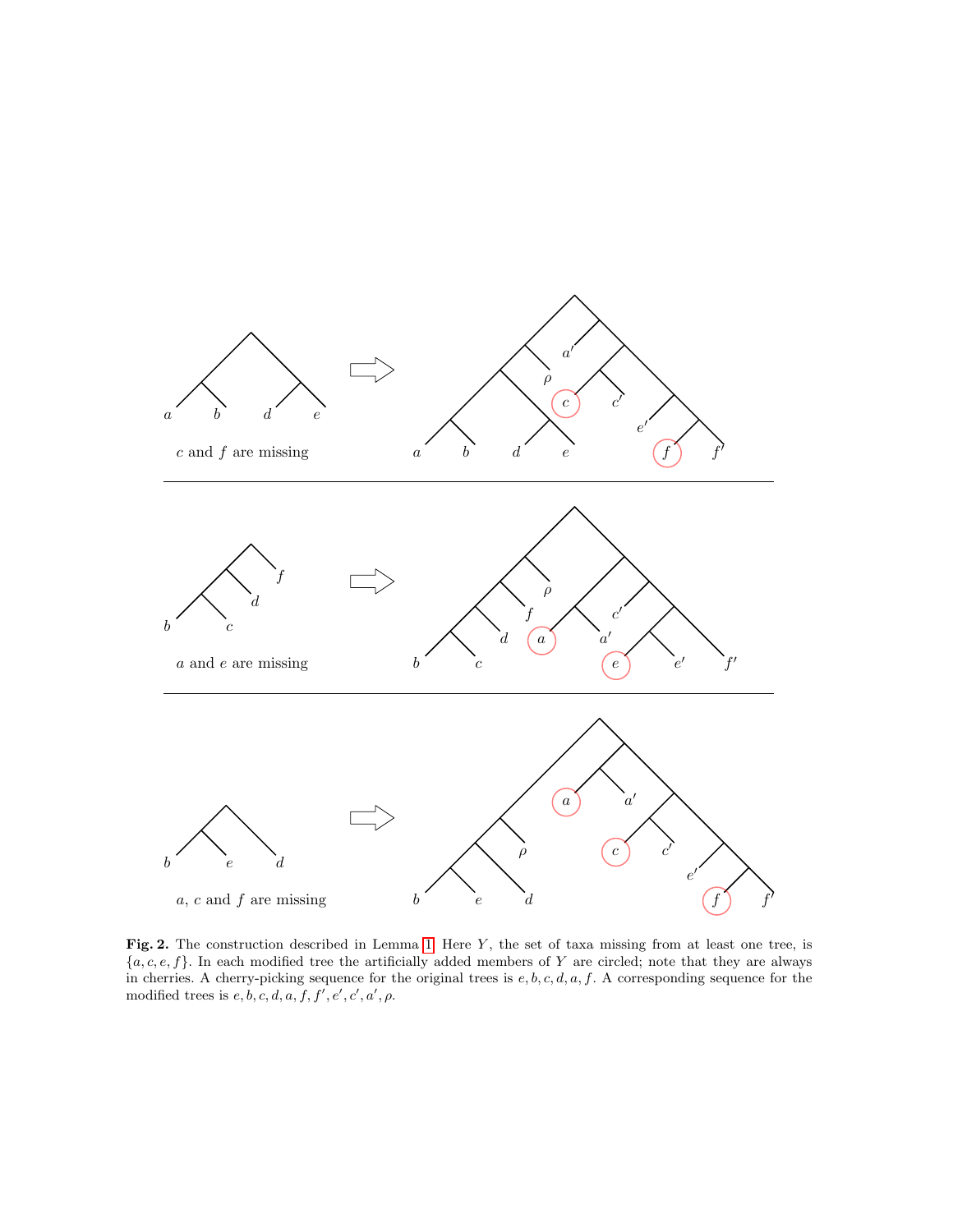**Fig. 2.** The construction described in Lemma 1. Here $Y$, the set of taxa missing from at least one tree, is $\{a, c, e, f\}$. In each modified tree the artificially added members of $Y$ are circled; note that they are always in cherries. A cherry-picking sequence for the original trees is $e, b, c, d, a, f$. A corresponding sequence for the modified trees is $e, b, c, d, a, f, f', e', c', a', \rho$.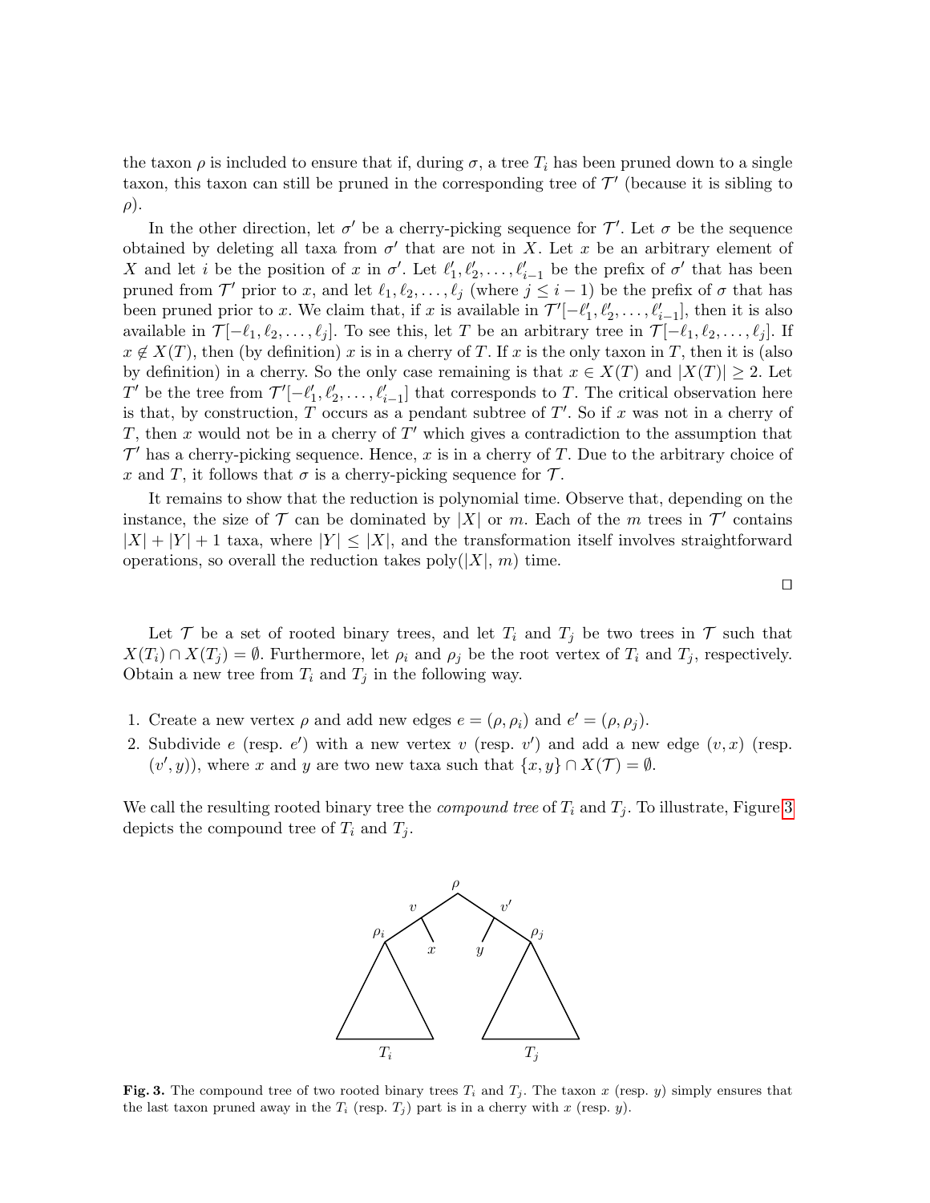the taxon $\rho$ is included to ensure that if, during $\sigma$, a tree $T_i$ has been pruned down to a single taxon, this taxon can still be pruned in the corresponding tree of $\mathcal{T}'$ (because it is sibling to $\rho$).

In the other direction, let $\sigma'$ be a cherry-picking sequence for $\mathcal{T}'$. Let $\sigma$ be the sequence obtained by deleting all taxa from $\sigma'$ that are not in $X$. Let $x$ be an arbitrary element of $X$ and let $i$ be the position of $x$ in $\sigma'$. Let $\ell'_1, \ell'_2, \ldots, \ell'_{i-1}$ be the prefix of $\sigma'$ that has been pruned from $\mathcal{T}'$ prior to $x$, and let $\ell_1, \ell_2, \ldots, \ell_j$ (where $j \leq i-1$) be the prefix of $\sigma$ that has been pruned prior to $x$. We claim that, if $x$ is available in $\mathcal{T}'[-\ell'_1, \ell'_2, \ldots, \ell'_{i-1}]$, then it is also available in $\mathcal{T}[-\ell_1, \ell_2, \ldots, \ell_j]$. To see this, let $T$ be an arbitrary tree in $\mathcal{T}[-\ell_1, \ell_2, \ldots, \ell_j]$. If $x \notin X(T)$, then (by definition) $x$ is in a cherry of $T$. If $x$ is the only taxon in $T$, then it is (also by definition) in a cherry. So the only case remaining is that $x \in X(T)$ and $|X(T)| \geq 2$. Let $T'$ be the tree from $\mathcal{T}'[-\ell'_1, \ell'_2, \ldots, \ell'_{i-1}]$ that corresponds to $T$. The critical observation here is that, by construction, $T$ occurs as a pendant subtree of $T'$. So if $x$ was not in a cherry of $T$, then $x$ would not be in a cherry of $T'$ which gives a contradiction to the assumption that $\mathcal{T}'$ has a cherry-picking sequence. Hence, $x$ is in a cherry of $T$. Due to the arbitrary choice of $x$ and $T$, it follows that $\sigma$ is a cherry-picking sequence for $\mathcal{T}$.

It remains to show that the reduction is polynomial time. Observe that, depending on the instance, the size of $\mathcal{T}$ can be dominated by $|X|$ or $m$. Each of the $m$ trees in $\mathcal{T}'$ contains $|X| + |Y| + 1$ taxa, where $|Y| \leq |X|$, and the transformation itself involves straightforward operations, so overall the reduction takes poly($|X|$, $m$) time.

□

Let $\mathcal{T}$ be a set of rooted binary trees, and let $T_i$ and $T_j$ be two trees in $\mathcal{T}$ such that $X(T_i) \cap X(T_j) = \emptyset$. Furthermore, let $\rho_i$ and $\rho_j$ be the root vertex of $T_i$ and $T_j$, respectively. Obtain a new tree from $T_i$ and $T_j$ in the following way.

1. Create a new vertex $\rho$ and add new edges $e = (\rho, \rho_i)$ and $e' = (\rho, \rho_j)$.
2. Subdivide $e$ (resp. $e'$) with a new vertex $v$ (resp. $v'$) and add a new edge $(v, x)$ (resp. $(v', y)$), where $x$ and $y$ are two new taxa such that $\{x, y\} \cap X(\mathcal{T}) = \emptyset$.

We call the resulting rooted binary tree the *compound tree* of $T_i$ and $T_j$. To illustrate, Figure 3 depicts the compound tree of $T_i$ and $T_j$.

**Fig. 3.** The compound tree of two rooted binary trees $T_i$ and $T_j$. The taxon $x$ (resp. $y$) simply ensures that the last taxon pruned away in the $T_i$ (resp. $T_j$) part is in a cherry with $x$ (resp. $y$).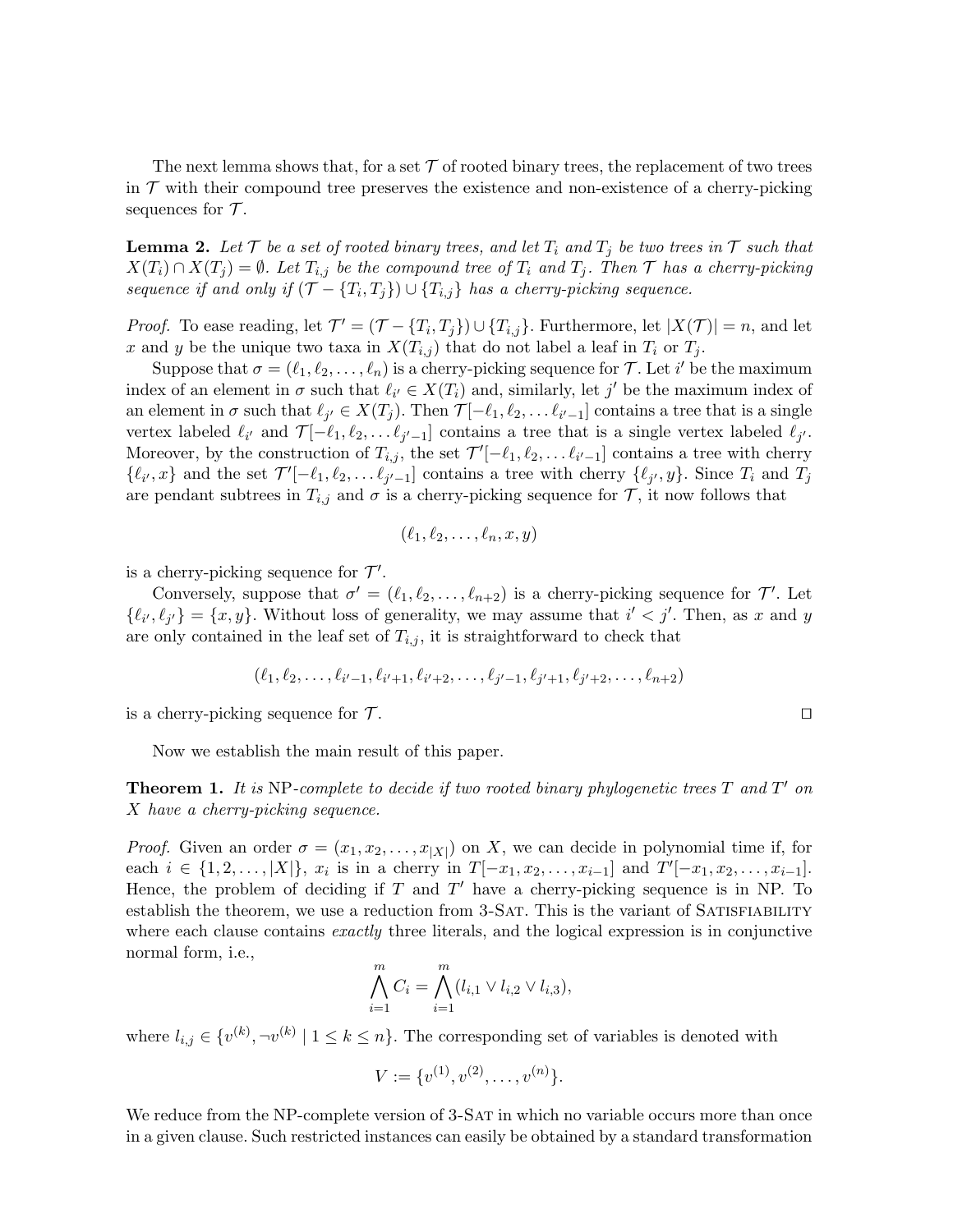The next lemma shows that, for a set $\mathcal{T}$ of rooted binary trees, the replacement of two trees in $\mathcal{T}$ with their compound tree preserves the existence and non-existence of a cherry-picking sequences for $\mathcal{T}$.

**Lemma 2.** *Let $\mathcal{T}$ be a set of rooted binary trees, and let $T_i$ and $T_j$ be two trees in $\mathcal{T}$ such that $X(T_i) \cap X(T_j) = \emptyset$. Let $T_{i,j}$ be the compound tree of $T_i$ and $T_j$. Then $\mathcal{T}$ has a cherry-picking sequence if and only if $(\mathcal{T} - \{T_i, T_j\}) \cup \{T_{i,j}\}$ has a cherry-picking sequence.*

*Proof.* To ease reading, let $\mathcal{T}' = (\mathcal{T} - \{T_i, T_j\}) \cup \{T_{i,j}\}$. Furthermore, let $|X(\mathcal{T})| = n$, and let $x$ and $y$ be the unique two taxa in $X(T_{i,j})$ that do not label a leaf in $T_i$ or $T_j$.

Suppose that $\sigma = (\ell_1, \ell_2, \ldots, \ell_n)$ is a cherry-picking sequence for $\mathcal{T}$. Let $i'$ be the maximum index of an element in $\sigma$ such that $\ell_{i'} \in X(T_i)$ and, similarly, let $j'$ be the maximum index of an element in $\sigma$ such that $\ell_{j'} \in X(T_j)$. Then $\mathcal{T}[-\ell_1, \ell_2, \ldots \ell_{i'-1}]$ contains a tree that is a single vertex labeled $\ell_{i'}$ and $\mathcal{T}[-\ell_1, \ell_2, \ldots \ell_{j'-1}]$ contains a tree that is a single vertex labeled $\ell_{j'}$. Moreover, by the construction of $T_{i,j}$, the set $\mathcal{T}'[-\ell_1, \ell_2, \ldots \ell_{i'-1}]$ contains a tree with cherry $\{\ell_{i'}, x\}$ and the set $\mathcal{T}'[-\ell_1, \ell_2, \ldots \ell_{j'-1}]$ contains a tree with cherry $\{\ell_{j'}, y\}$. Since $T_i$ and $T_j$ are pendant subtrees in $T_{i,j}$ and $\sigma$ is a cherry-picking sequence for $\mathcal{T}$, it now follows that

$$(\ell_1, \ell_2, \ldots, \ell_n, x, y)$$

is a cherry-picking sequence for $\mathcal{T}'$.

Conversely, suppose that $\sigma' = (\ell_1, \ell_2, \ldots, \ell_{n+2})$ is a cherry-picking sequence for $\mathcal{T}'$. Let $\{\ell_{i'}, \ell_{j'}\} = \{x, y\}$. Without loss of generality, we may assume that $i' < j'$. Then, as $x$ and $y$ are only contained in the leaf set of $T_{i,j}$, it is straightforward to check that

$$(\ell_1, \ell_2, \ldots, \ell_{i'-1}, \ell_{i'+1}, \ell_{i'+2}, \ldots, \ell_{j'-1}, \ell_{j'+1}, \ell_{j'+2}, \ldots, \ell_{n+2})$$

is a cherry-picking sequence for $\mathcal{T}$. □

Now we establish the main result of this paper.

**Theorem 1.** *It is* NP*-complete to decide if two rooted binary phylogenetic trees $T$ and $T'$ on $X$ have a cherry-picking sequence.*

*Proof.* Given an order $\sigma = (x_1, x_2, \ldots, x_{|X|})$ on $X$, we can decide in polynomial time if, for each $i \in \{1, 2, \ldots, |X|\}$, $x_i$ is in a cherry in $T[-x_1, x_2, \ldots, x_{i-1}]$ and $T'[-x_1, x_2, \ldots, x_{i-1}]$. Hence, the problem of deciding if $T$ and $T'$ have a cherry-picking sequence is in NP. To establish the theorem, we use a reduction from 3-Sat. This is the variant of Satisfiability where each clause contains *exactly* three literals, and the logical expression is in conjunctive normal form, i.e.,

$$\bigwedge_{i=1}^{m} C_i = \bigwedge_{i=1}^{m} (l_{i,1} \vee l_{i,2} \vee l_{i,3}),$$

where $l_{i,j} \in \{v^{(k)}, \neg v^{(k)} \mid 1 \leq k \leq n\}$. The corresponding set of variables is denoted with

$$V := \{v^{(1)}, v^{(2)}, \ldots, v^{(n)}\}.$$

We reduce from the NP-complete version of 3-Sat in which no variable occurs more than once in a given clause. Such restricted instances can easily be obtained by a standard transformation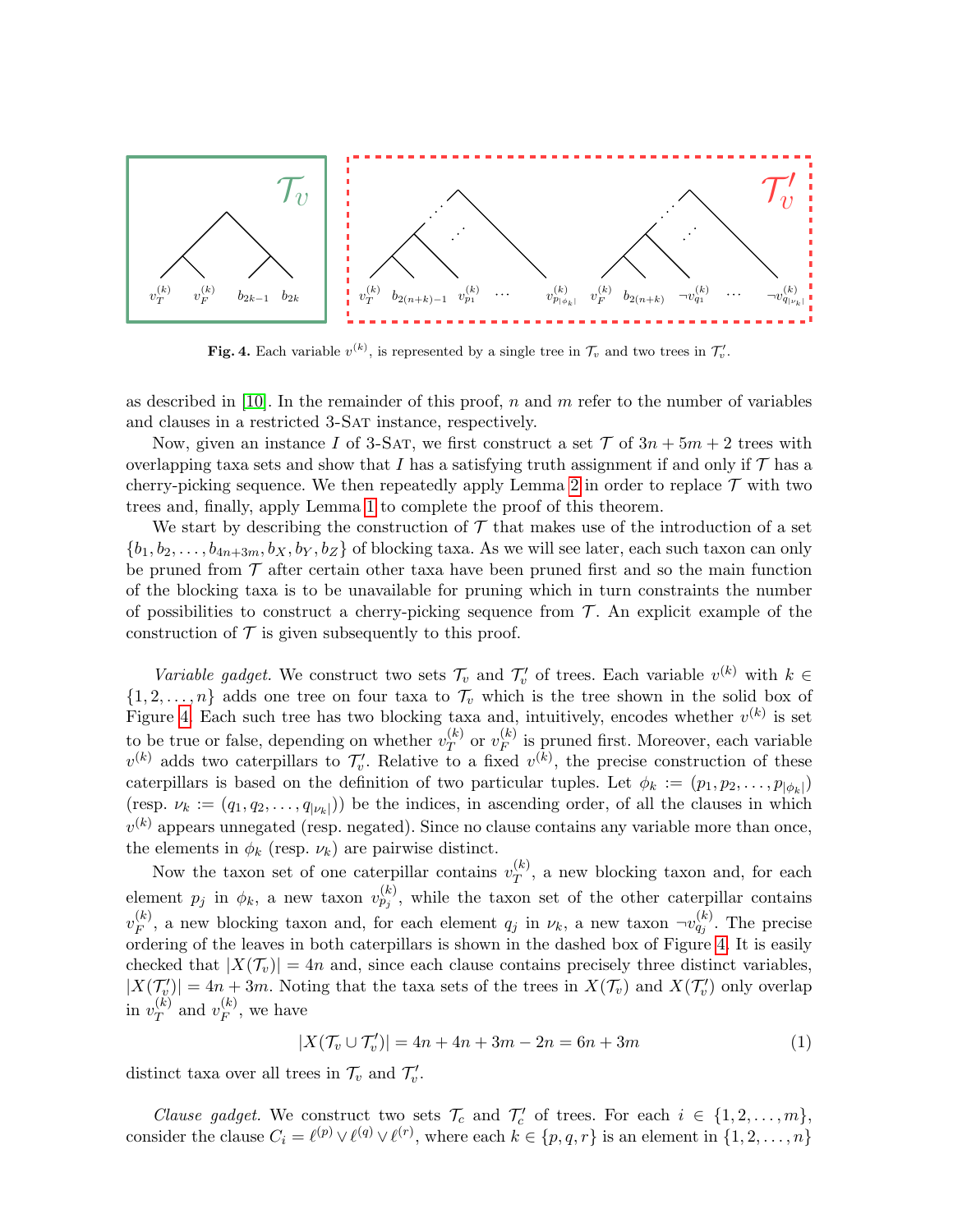**Fig. 4.** Each variable $v^{(k)}$, is represented by a single tree in $\mathcal{T}_v$ and two trees in $\mathcal{T}'_v$.

as described in [10]. In the remainder of this proof, $n$ and $m$ refer to the number of variables and clauses in a restricted 3-SAT instance, respectively.

Now, given an instance $I$ of 3-SAT, we first construct a set $\mathcal{T}$ of $3n + 5m + 2$ trees with overlapping taxa sets and show that $I$ has a satisfying truth assignment if and only if $\mathcal{T}$ has a cherry-picking sequence. We then repeatedly apply Lemma 2 in order to replace $\mathcal{T}$ with two trees and, finally, apply Lemma 1 to complete the proof of this theorem.

We start by describing the construction of $\mathcal{T}$ that makes use of the introduction of a set $\{b_1, b_2, \ldots, b_{4n+3m}, b_X, b_Y, b_Z\}$ of blocking taxa. As we will see later, each such taxon can only be pruned from $\mathcal{T}$ after certain other taxa have been pruned first and so the main function of the blocking taxa is to be unavailable for pruning which in turn constraints the number of possibilities to construct a cherry-picking sequence from $\mathcal{T}$. An explicit example of the construction of $\mathcal{T}$ is given subsequently to this proof.

*Variable gadget.* We construct two sets $\mathcal{T}_v$ and $\mathcal{T}'_v$ of trees. Each variable $v^{(k)}$ with $k \in \{1, 2, \ldots, n\}$ adds one tree on four taxa to $\mathcal{T}_v$ which is the tree shown in the solid box of Figure 4. Each such tree has two blocking taxa and, intuitively, encodes whether $v^{(k)}$ is set to be true or false, depending on whether $v_T^{(k)}$ or $v_F^{(k)}$ is pruned first. Moreover, each variable $v^{(k)}$ adds two caterpillars to $\mathcal{T}'_v$. Relative to a fixed $v^{(k)}$, the precise construction of these caterpillars is based on the definition of two particular tuples. Let $\phi_k := (p_1, p_2, \ldots, p_{|\phi_k|})$ (resp. $\nu_k := (q_1, q_2, \ldots, q_{|\nu_k|})$) be the indices, in ascending order, of all the clauses in which $v^{(k)}$ appears unnegated (resp. negated). Since no clause contains any variable more than once, the elements in $\phi_k$ (resp. $\nu_k$) are pairwise distinct.

Now the taxon set of one caterpillar contains $v_T^{(k)}$, a new blocking taxon and, for each element $p_j$ in $\phi_k$, a new taxon $v_{p_j}^{(k)}$, while the taxon set of the other caterpillar contains $v_F^{(k)}$, a new blocking taxon and, for each element $q_j$ in $\nu_k$, a new taxon $\neg v_{q_j}^{(k)}$. The precise ordering of the leaves in both caterpillars is shown in the dashed box of Figure 4. It is easily checked that $|X(\mathcal{T}_v)| = 4n$ and, since each clause contains precisely three distinct variables, $|X(\mathcal{T}'_v)| = 4n + 3m$. Noting that the taxa sets of the trees in $X(\mathcal{T}_v)$ and $X(\mathcal{T}'_v)$ only overlap in $v_T^{(k)}$ and $v_F^{(k)}$, we have

$$|X(\mathcal{T}_v \cup \mathcal{T}'_v)| = 4n + 4n + 3m - 2n = 6n + 3m \tag{1}$$

distinct taxa over all trees in $\mathcal{T}_v$ and $\mathcal{T}'_v$.

*Clause gadget.* We construct two sets $\mathcal{T}_c$ and $\mathcal{T}'_c$ of trees. For each $i \in \{1, 2, \ldots, m\}$, consider the clause $C_i = \ell^{(p)} \vee \ell^{(q)} \vee \ell^{(r)}$, where each $k \in \{p, q, r\}$ is an element in $\{1, 2, \ldots, n\}$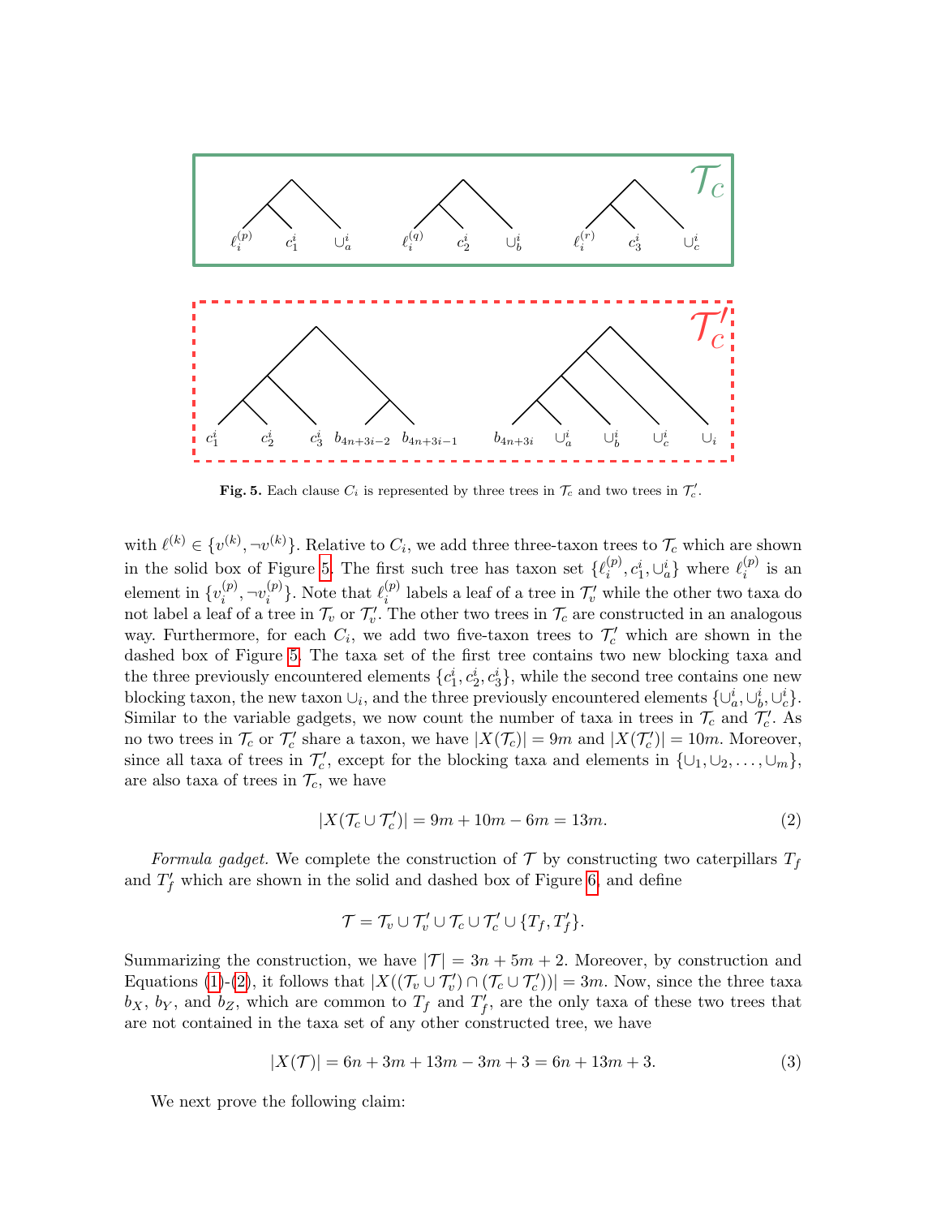**Fig. 5.** Each clause $C_i$ is represented by three trees in $\mathcal{T}_c$ and two trees in $\mathcal{T}_c'$.

with $\ell^{(k)} \in \{v^{(k)}, \neg v^{(k)}\}$. Relative to $C_i$, we add three three-taxon trees to $\mathcal{T}_c$ which are shown in the solid box of Figure 5. The first such tree has taxon set $\{\ell_i^{(p)}, c_1^i, \cup_a^i\}$ where $\ell_i^{(p)}$ is an element in $\{v_i^{(p)}, \neg v_i^{(p)}\}$. Note that $\ell_i^{(p)}$ labels a leaf of a tree in $\mathcal{T}_v'$ while the other two taxa do not label a leaf of a tree in $\mathcal{T}_v$ or $\mathcal{T}_v'$. The other two trees in $\mathcal{T}_c$ are constructed in an analogous way. Furthermore, for each $C_i$, we add two five-taxon trees to $\mathcal{T}_c'$ which are shown in the dashed box of Figure 5. The taxa set of the first tree contains two new blocking taxa and the three previously encountered elements $\{c_1^i, c_2^i, c_3^i\}$, while the second tree contains one new blocking taxon, the new taxon $\cup_i$, and the three previously encountered elements $\{\cup_a^i, \cup_b^i, \cup_c^i\}$. Similar to the variable gadgets, we now count the number of taxa in trees in $\mathcal{T}_c$ and $\mathcal{T}_c'$. As no two trees in $\mathcal{T}_c$ or $\mathcal{T}_c'$ share a taxon, we have $|X(\mathcal{T}_c)| = 9m$ and $|X(\mathcal{T}_c')| = 10m$. Moreover, since all taxa of trees in $\mathcal{T}_c'$, except for the blocking taxa and elements in $\{\cup_1, \cup_2, \ldots, \cup_m\}$, are also taxa of trees in $\mathcal{T}_c$, we have

$$|X(\mathcal{T}_c \cup \mathcal{T}_c')| = 9m + 10m - 6m = 13m. \tag{2}$$

*Formula gadget.* We complete the construction of $\mathcal{T}$ by constructing two caterpillars $T_f$ and $T_f'$ which are shown in the solid and dashed box of Figure 6, and define

$$\mathcal{T} = \mathcal{T}_v \cup \mathcal{T}_v' \cup \mathcal{T}_c \cup \mathcal{T}_c' \cup \{T_f, T_f'\}.$$

Summarizing the construction, we have $|\mathcal{T}| = 3n + 5m + 2$. Moreover, by construction and Equations (1)-(2), it follows that $|X((\mathcal{T}_v \cup \mathcal{T}_v') \cap (\mathcal{T}_c \cup \mathcal{T}_c'))| = 3m$. Now, since the three taxa $b_X$, $b_Y$, and $b_Z$, which are common to $T_f$ and $T_f'$, are the only taxa of these two trees that are not contained in the taxa set of any other constructed tree, we have

$$|X(\mathcal{T})| = 6n + 3m + 13m - 3m + 3 = 6n + 13m + 3. \tag{3}$$

We next prove the following claim: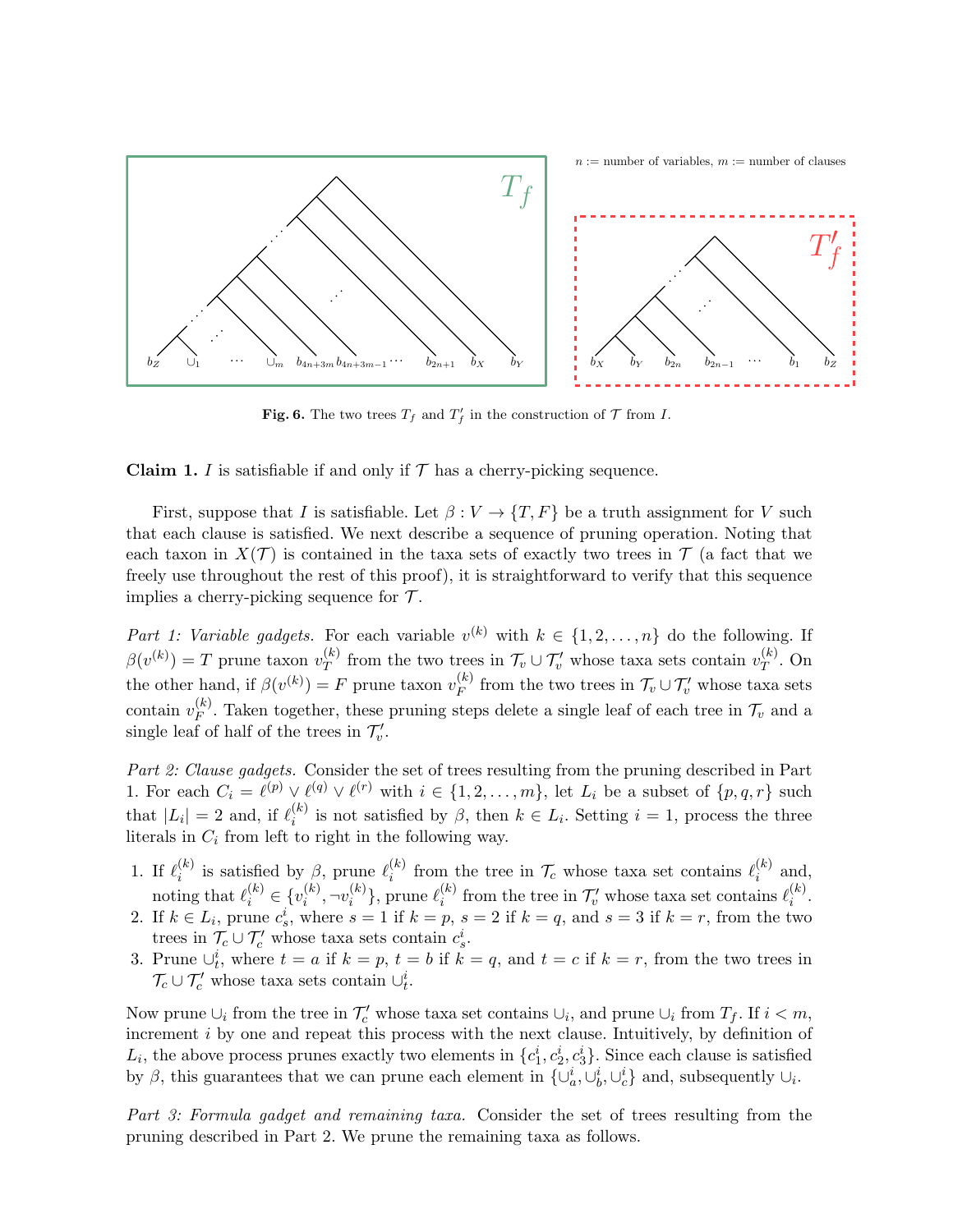$n :=$ number of variables, $m :=$ number of clauses

**Fig. 6.** The two trees $T_f$ and $T'_f$ in the construction of $\mathcal{T}$ from $I$.

**Claim 1.** $I$ is satisfiable if and only if $\mathcal{T}$ has a cherry-picking sequence.

First, suppose that $I$ is satisfiable. Let $\beta : V \to \{T, F\}$ be a truth assignment for $V$ such that each clause is satisfied. We next describe a sequence of pruning operation. Noting that each taxon in $X(\mathcal{T})$ is contained in the taxa sets of exactly two trees in $\mathcal{T}$ (a fact that we freely use throughout the rest of this proof), it is straightforward to verify that this sequence implies a cherry-picking sequence for $\mathcal{T}$.

*Part 1: Variable gadgets.* For each variable $v^{(k)}$ with $k \in \{1, 2, \ldots, n\}$ do the following. If $\beta(v^{(k)}) = T$ prune taxon $v_T^{(k)}$ from the two trees in $\mathcal{T}_v \cup \mathcal{T}'_v$ whose taxa sets contain $v_T^{(k)}$. On the other hand, if $\beta(v^{(k)}) = F$ prune taxon $v_F^{(k)}$ from the two trees in $\mathcal{T}_v \cup \mathcal{T}'_v$ whose taxa sets contain $v_F^{(k)}$. Taken together, these pruning steps delete a single leaf of each tree in $\mathcal{T}_v$ and a single leaf of half of the trees in $\mathcal{T}'_v$.

*Part 2: Clause gadgets.* Consider the set of trees resulting from the pruning described in Part 1. For each $C_i = \ell^{(p)} \vee \ell^{(q)} \vee \ell^{(r)}$ with $i \in \{1, 2, \ldots, m\}$, let $L_i$ be a subset of $\{p, q, r\}$ such that $|L_i| = 2$ and, if $\ell_i^{(k)}$ is not satisfied by $\beta$, then $k \in L_i$. Setting $i = 1$, process the three literals in $C_i$ from left to right in the following way.

1. If $\ell_i^{(k)}$ is satisfied by $\beta$, prune $\ell_i^{(k)}$ from the tree in $\mathcal{T}_c$ whose taxa set contains $\ell_i^{(k)}$ and, noting that $\ell_i^{(k)} \in \{v_i^{(k)}, \neg v_i^{(k)}\}$, prune $\ell_i^{(k)}$ from the tree in $\mathcal{T}'_v$ whose taxa set contains $\ell_i^{(k)}$.
2. If $k \in L_i$, prune $c_s^i$, where $s = 1$ if $k = p$, $s = 2$ if $k = q$, and $s = 3$ if $k = r$, from the two trees in $\mathcal{T}_c \cup \mathcal{T}'_c$ whose taxa sets contain $c_s^i$.
3. Prune $\cup_t^i$, where $t = a$ if $k = p$, $t = b$ if $k = q$, and $t = c$ if $k = r$, from the two trees in $\mathcal{T}_c \cup \mathcal{T}'_c$ whose taxa sets contain $\cup_t^i$.

Now prune $\cup_i$ from the tree in $\mathcal{T}'_c$ whose taxa set contains $\cup_i$, and prune $\cup_i$ from $T_f$. If $i < m$, increment $i$ by one and repeat this process with the next clause. Intuitively, by definition of $L_i$, the above process prunes exactly two elements in $\{c_1^i, c_2^i, c_3^i\}$. Since each clause is satisfied by $\beta$, this guarantees that we can prune each element in $\{\cup_a^i, \cup_b^i, \cup_c^i\}$ and, subsequently $\cup_i$.

*Part 3: Formula gadget and remaining taxa.* Consider the set of trees resulting from the pruning described in Part 2. We prune the remaining taxa as follows.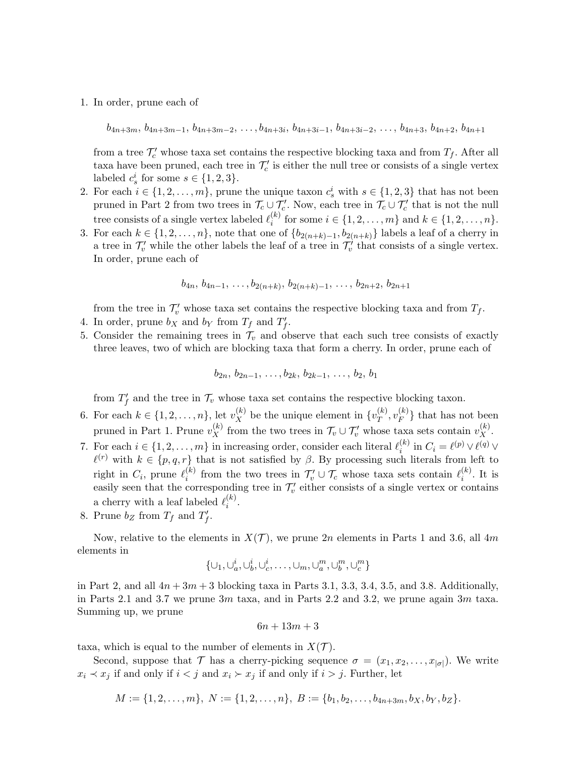1. In order, prune each of

$$b_{4n+3m},\, b_{4n+3m-1},\, b_{4n+3m-2},\, \ldots, b_{4n+3i},\, b_{4n+3i-1},\, b_{4n+3i-2},\, \ldots,\, b_{4n+3},\, b_{4n+2},\, b_{4n+1}$$

   from a tree $\mathcal{T}_c'$ whose taxa set contains the respective blocking taxa and from $T_f$. After all taxa have been pruned, each tree in $\mathcal{T}_c'$ is either the null tree or consists of a single vertex labeled $c_s^i$ for some $s \in \{1, 2, 3\}$.
2. For each $i \in \{1, 2, \ldots, m\}$, prune the unique taxon $c_s^i$ with $s \in \{1, 2, 3\}$ that has not been pruned in Part 2 from two trees in $\mathcal{T}_c \cup \mathcal{T}_c'$. Now, each tree in $\mathcal{T}_c \cup \mathcal{T}_c'$ that is not the null tree consists of a single vertex labeled $\ell_i^{(k)}$ for some $i \in \{1, 2, \ldots, m\}$ and $k \in \{1, 2, \ldots, n\}$.
3. For each $k \in \{1, 2, \ldots, n\}$, note that one of $\{b_{2(n+k)-1}, b_{2(n+k)}\}$ labels a leaf of a cherry in a tree in $\mathcal{T}_v'$ while the other labels the leaf of a tree in $\mathcal{T}_v'$ that consists of a single vertex. In order, prune each of

$$b_{4n},\, b_{4n-1},\, \ldots, b_{2(n+k)},\, b_{2(n+k)-1},\, \ldots,\, b_{2n+2},\, b_{2n+1}$$

   from the tree in $\mathcal{T}_v'$ whose taxa set contains the respective blocking taxa and from $T_f$.
4. In order, prune $b_X$ and $b_Y$ from $T_f$ and $T_f'$.
5. Consider the remaining trees in $\mathcal{T}_v$ and observe that each such tree consists of exactly three leaves, two of which are blocking taxa that form a cherry. In order, prune each of

$$b_{2n},\, b_{2n-1},\, \ldots, b_{2k},\, b_{2k-1},\, \ldots,\, b_2,\, b_1$$

   from $T_f'$ and the tree in $\mathcal{T}_v$ whose taxa set contains the respective blocking taxon.
6. For each $k \in \{1, 2, \ldots, n\}$, let $v_X^{(k)}$ be the unique element in $\{v_T^{(k)}, v_F^{(k)}\}$ that has not been pruned in Part 1. Prune $v_X^{(k)}$ from the two trees in $\mathcal{T}_v \cup \mathcal{T}_v'$ whose taxa sets contain $v_X^{(k)}$.
7. For each $i \in \{1, 2, \ldots, m\}$ in increasing order, consider each literal $\ell_i^{(k)}$ in $C_i = \ell^{(p)} \vee \ell^{(q)} \vee \ell^{(r)}$ with $k \in \{p, q, r\}$ that is not satisfied by $\beta$. By processing such literals from left to right in $C_i$, prune $\ell_i^{(k)}$ from the two trees in $\mathcal{T}_v' \cup \mathcal{T}_c$ whose taxa sets contain $\ell_i^{(k)}$. It is easily seen that the corresponding tree in $\mathcal{T}_v'$ either consists of a single vertex or contains a cherry with a leaf labeled $\ell_i^{(k)}$.
8. Prune $b_Z$ from $T_f$ and $T_f'$.

Now, relative to the elements in $X(\mathcal{T})$, we prune $2n$ elements in Parts 1 and 3.6, all $4m$ elements in

$$\{\cup_1, \cup_a^i, \cup_b^i, \cup_c^i, \ldots, \cup_m, \cup_a^m, \cup_b^m, \cup_c^m\}$$

in Part 2, and all $4n + 3m + 3$ blocking taxa in Parts 3.1, 3.3, 3.4, 3.5, and 3.8. Additionally, in Parts 2.1 and 3.7 we prune $3m$ taxa, and in Parts 2.2 and 3.2, we prune again $3m$ taxa. Summing up, we prune

$$6n + 13m + 3$$

taxa, which is equal to the number of elements in $X(\mathcal{T})$.

Second, suppose that $\mathcal{T}$ has a cherry-picking sequence $\sigma = (x_1, x_2, \ldots, x_{|\sigma|})$. We write $x_i \prec x_j$ if and only if $i < j$ and $x_i \succ x_j$ if and only if $i > j$. Further, let

$$M := \{1, 2, \ldots, m\},\ N := \{1, 2, \ldots, n\},\ B := \{b_1, b_2, \ldots, b_{4n+3m}, b_X, b_Y, b_Z\}.$$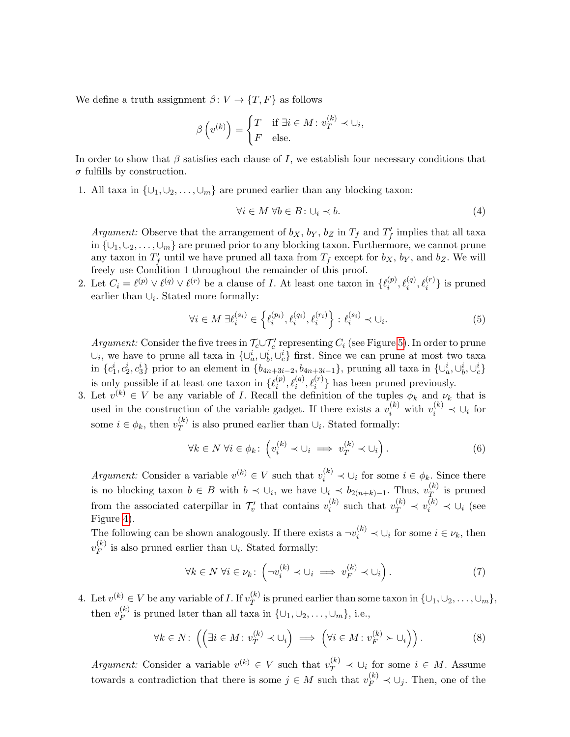We define a truth assignment $\beta\colon V \to \{T, F\}$ as follows

$$\beta\left(v^{(k)}\right) = \begin{cases} T & \text{if } \exists i \in M\colon v_T^{(k)} \prec \cup_i, \\ F & \text{else.} \end{cases}$$

In order to show that $\beta$ satisfies each clause of $I$, we establish four necessary conditions that $\sigma$ fulfills by construction.

1. All taxa in $\{\cup_1, \cup_2, \ldots, \cup_m\}$ are pruned earlier than any blocking taxon:

$$\forall i \in M \; \forall b \in B\colon \cup_i \prec b. \tag{4}$$

   *Argument:* Observe that the arrangement of $b_X$, $b_Y$, $b_Z$ in $T_f$ and $T'_f$ implies that all taxa in $\{\cup_1, \cup_2, \ldots, \cup_m\}$ are pruned prior to any blocking taxon. Furthermore, we cannot prune any taxon in $T'_f$ until we have pruned all taxa from $T_f$ except for $b_X$, $b_Y$, and $b_Z$. We will freely use Condition 1 throughout the remainder of this proof.

2. Let $C_i = \ell^{(p)} \vee \ell^{(q)} \vee \ell^{(r)}$ be a clause of $I$. At least one taxon in $\{\ell_i^{(p)}, \ell_i^{(q)}, \ell_i^{(r)}\}$ is pruned earlier than $\cup_i$. Stated more formally:

$$\forall i \in M \; \exists \ell_i^{(s_i)} \in \left\{\ell_i^{(p_i)}, \ell_i^{(q_i)}, \ell_i^{(r_i)}\right\} : \ell_i^{(s_i)} \prec \cup_i. \tag{5}$$

   *Argument:* Consider the five trees in $\mathcal{T}_c \cup \mathcal{T}'_c$ representing $C_i$ (see Figure 5). In order to prune $\cup_i$, we have to prune all taxa in $\{\cup_a^i, \cup_b^i, \cup_c^i\}$ first. Since we can prune at most two taxa in $\{c_1^i, c_2^i, c_3^i\}$ prior to an element in $\{b_{4n+3i-2}, b_{4n+3i-1}\}$, pruning all taxa in $\{\cup_a^i, \cup_b^i, \cup_c^i\}$ is only possible if at least one taxon in $\{\ell_i^{(p)}, \ell_i^{(q)}, \ell_i^{(r)}\}$ has been pruned previously.

3. Let $v^{(k)} \in V$ be any variable of $I$. Recall the definition of the tuples $\phi_k$ and $\nu_k$ that is used in the construction of the variable gadget. If there exists a $v_i^{(k)}$ with $v_i^{(k)} \prec \cup_i$ for some $i \in \phi_k$, then $v_T^{(k)}$ is also pruned earlier than $\cup_i$. Stated formally:

$$\forall k \in N \; \forall i \in \phi_k\colon \left(v_i^{(k)} \prec \cup_i \implies v_T^{(k)} \prec \cup_i\right). \tag{6}$$

   *Argument:* Consider a variable $v^{(k)} \in V$ such that $v_i^{(k)} \prec \cup_i$ for some $i \in \phi_k$. Since there is no blocking taxon $b \in B$ with $b \prec \cup_i$, we have $\cup_i \prec b_{2(n+k)-1}$. Thus, $v_T^{(k)}$ is pruned from the associated caterpillar in $\mathcal{T}'_v$ that contains $v_i^{(k)}$ such that $v_T^{(k)} \prec v_i^{(k)} \prec \cup_i$ (see Figure 4).
   The following can be shown analogously. If there exists a $\neg v_i^{(k)} \prec \cup_i$ for some $i \in \nu_k$, then $v_F^{(k)}$ is also pruned earlier than $\cup_i$. Stated formally:

$$\forall k \in N \; \forall i \in \nu_k\colon \left(\neg v_i^{(k)} \prec \cup_i \implies v_F^{(k)} \prec \cup_i\right). \tag{7}$$

4. Let $v^{(k)} \in V$ be any variable of $I$. If $v_T^{(k)}$ is pruned earlier than some taxon in $\{\cup_1, \cup_2, \ldots, \cup_m\}$, then $v_F^{(k)}$ is pruned later than all taxa in $\{\cup_1, \cup_2, \ldots, \cup_m\}$, i.e.,

$$\forall k \in N\colon \left(\left(\exists i \in M\colon v_T^{(k)} \prec \cup_i\right) \implies \left(\forall i \in M\colon v_F^{(k)} \succ \cup_i\right)\right). \tag{8}$$

   *Argument:* Consider a variable $v^{(k)} \in V$ such that $v_T^{(k)} \prec \cup_i$ for some $i \in M$. Assume towards a contradiction that there is some $j \in M$ such that $v_F^{(k)} \prec \cup_j$. Then, one of the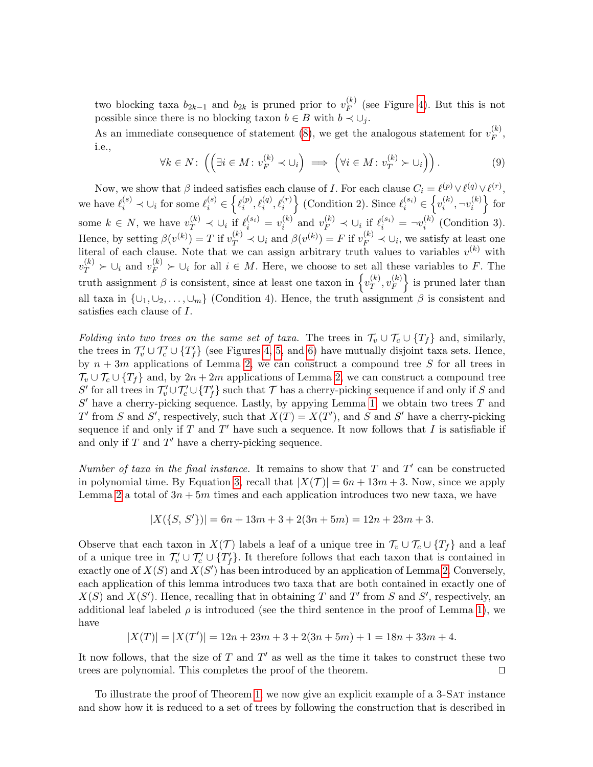two blocking taxa $b_{2k-1}$ and $b_{2k}$ is pruned prior to $v_F^{(k)}$ (see Figure 4). But this is not possible since there is no blocking taxon $b \in B$ with $b \prec \cup_j$.

As an immediate consequence of statement (8), we get the analogous statement for $v_F^{(k)}$, i.e.,

$$\forall k \in N\colon \left( \left( \exists i \in M\colon v_F^{(k)} \prec \cup_i \right) \implies \left( \forall i \in M\colon v_T^{(k)} \succ \cup_i \right) \right). \tag{9}$$

Now, we show that $\beta$ indeed satisfies each clause of $I$. For each clause $C_i = \ell^{(p)} \vee \ell^{(q)} \vee \ell^{(r)}$, we have $\ell_i^{(s)} \prec \cup_i$ for some $\ell_i^{(s)} \in \left\{ \ell_i^{(p)}, \ell_i^{(q)}, \ell_i^{(r)} \right\}$ (Condition 2). Since $\ell_i^{(s_i)} \in \left\{ v_i^{(k)}, \neg v_i^{(k)} \right\}$ for some $k \in N$, we have $v_T^{(k)} \prec \cup_i$ if $\ell_i^{(s_i)} = v_i^{(k)}$ and $v_F^{(k)} \prec \cup_i$ if $\ell_i^{(s_i)} = \neg v_i^{(k)}$ (Condition 3). Hence, by setting $\beta(v^{(k)}) = T$ if $v_T^{(k)} \prec \cup_i$ and $\beta(v^{(k)}) = F$ if $v_F^{(k)} \prec \cup_i$, we satisfy at least one literal of each clause. Note that we can assign arbitrary truth values to variables $v^{(k)}$ with $v_T^{(k)} \succ \cup_i$ and $v_F^{(k)} \succ \cup_i$ for all $i \in M$. Here, we choose to set all these variables to $F$. The truth assignment $\beta$ is consistent, since at least one taxon in $\left\{ v_T^{(k)}, v_F^{(k)} \right\}$ is pruned later than all taxa in $\{\cup_1, \cup_2, \ldots, \cup_m\}$ (Condition 4). Hence, the truth assignment $\beta$ is consistent and satisfies each clause of $I$.

*Folding into two trees on the same set of taxa.* The trees in $\mathcal{T}_v \cup \mathcal{T}_c \cup \{T_f\}$ and, similarly, the trees in $\mathcal{T}'_v \cup \mathcal{T}'_c \cup \{T'_f\}$ (see Figures 4, 5, and 6) have mutually disjoint taxa sets. Hence, by $n + 3m$ applications of Lemma 2, we can construct a compound tree $S$ for all trees in $\mathcal{T}_v \cup \mathcal{T}_c \cup \{T_f\}$ and, by $2n + 2m$ applications of Lemma 2, we can construct a compound tree $S'$ for all trees in $\mathcal{T}'_v \cup \mathcal{T}'_c \cup \{T'_f\}$ such that $\mathcal{T}$ has a cherry-picking sequence if and only if $S$ and $S'$ have a cherry-picking sequence. Lastly, by appying Lemma 1, we obtain two trees $T$ and $T'$ from $S$ and $S'$, respectively, such that $X(T) = X(T')$, and $S$ and $S'$ have a cherry-picking sequence if and only if $T$ and $T'$ have such a sequence. It now follows that $I$ is satisfiable if and only if $T$ and $T'$ have a cherry-picking sequence.

*Number of taxa in the final instance.* It remains to show that $T$ and $T'$ can be constructed in polynomial time. By Equation 3, recall that $|X(\mathcal{T})| = 6n + 13m + 3$. Now, since we apply Lemma 2 a total of $3n + 5m$ times and each application introduces two new taxa, we have

$$|X(\{S,\, S'\})| = 6n + 13m + 3 + 2(3n + 5m) = 12n + 23m + 3.$$

Observe that each taxon in $X(\mathcal{T})$ labels a leaf of a unique tree in $\mathcal{T}_v \cup \mathcal{T}_c \cup \{T_f\}$ and a leaf of a unique tree in $\mathcal{T}'_v \cup \mathcal{T}'_c \cup \{T'_f\}$. It therefore follows that each taxon that is contained in exactly one of $X(S)$ and $X(S')$ has been introduced by an application of Lemma 2. Conversely, each application of this lemma introduces two taxa that are both contained in exactly one of $X(S)$ and $X(S')$. Hence, recalling that in obtaining $T$ and $T'$ from $S$ and $S'$, respectively, an additional leaf labeled $\rho$ is introduced (see the third sentence in the proof of Lemma 1), we have

$$|X(T)| = |X(T')| = 12n + 23m + 3 + 2(3n + 5m) + 1 = 18n + 33m + 4.$$

It now follows, that the size of $T$ and $T'$ as well as the time it takes to construct these two trees are polynomial. This completes the proof of the theorem. $\square$

To illustrate the proof of Theorem 1, we now give an explicit example of a 3-Sat instance and show how it is reduced to a set of trees by following the construction that is described in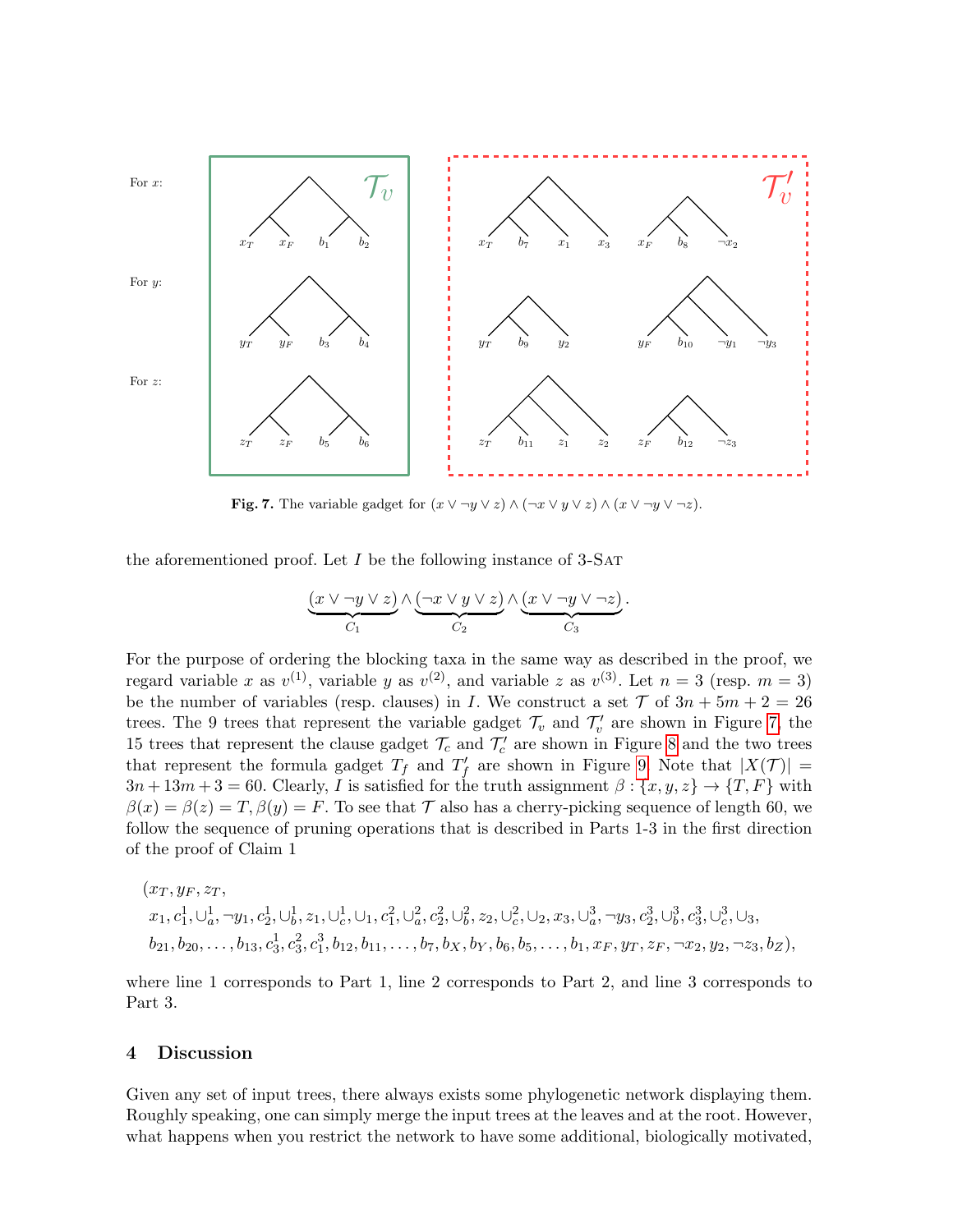Fig. 7. The variable gadget for $(x \vee \neg y \vee z) \wedge (\neg x \vee y \vee z) \wedge (x \vee \neg y \vee \neg z)$.

the aforementioned proof. Let $I$ be the following instance of 3-SAT

$$\underbrace{(x \vee \neg y \vee z)}_{C_1} \wedge \underbrace{(\neg x \vee y \vee z)}_{C_2} \wedge \underbrace{(x \vee \neg y \vee \neg z)}_{C_3}.$$

For the purpose of ordering the blocking taxa in the same way as described in the proof, we regard variable $x$ as $v^{(1)}$, variable $y$ as $v^{(2)}$, and variable $z$ as $v^{(3)}$. Let $n = 3$ (resp. $m = 3$) be the number of variables (resp. clauses) in $I$. We construct a set $\mathcal{T}$ of $3n + 5m + 2 = 26$ trees. The 9 trees that represent the variable gadget $\mathcal{T}_v$ and $\mathcal{T}'_v$ are shown in Figure 7, the 15 trees that represent the clause gadget $\mathcal{T}_c$ and $\mathcal{T}'_c$ are shown in Figure 8 and the two trees that represent the formula gadget $T_f$ and $T'_f$ are shown in Figure 9. Note that $|X(\mathcal{T})| = 3n + 13m + 3 = 60$. Clearly, $I$ is satisfied for the truth assignment $\beta : \{x, y, z\} \to \{T, F\}$ with $\beta(x) = \beta(z) = T, \beta(y) = F$. To see that $\mathcal{T}$ also has a cherry-picking sequence of length 60, we follow the sequence of pruning operations that is described in Parts 1-3 in the first direction of the proof of Claim 1

$(x_T, y_F, z_T,$
$x_1, c_1^1, \cup_a^1, \neg y_1, c_2^1, \cup_b^1, z_1, \cup_c^1, \cup_1, c_1^2, \cup_a^2, c_2^2, \cup_b^2, z_2, \cup_c^2, \cup_2, x_3, \cup_a^3, \neg y_3, c_2^3, \cup_b^3, c_3^3, \cup_c^3, \cup_3,$
$b_{21}, b_{20}, \ldots, b_{13}, c_3^1, c_3^2, c_1^3, b_{12}, b_{11}, \ldots, b_7, b_X, b_Y, b_6, b_5, \ldots, b_1, x_F, y_T, z_F, \neg x_2, y_2, \neg z_3, b_Z),$

where line 1 corresponds to Part 1, line 2 corresponds to Part 2, and line 3 corresponds to Part 3.

## 4 Discussion

Given any set of input trees, there always exists some phylogenetic network displaying them. Roughly speaking, one can simply merge the input trees at the leaves and at the root. However, what happens when you restrict the network to have some additional, biologically motivated,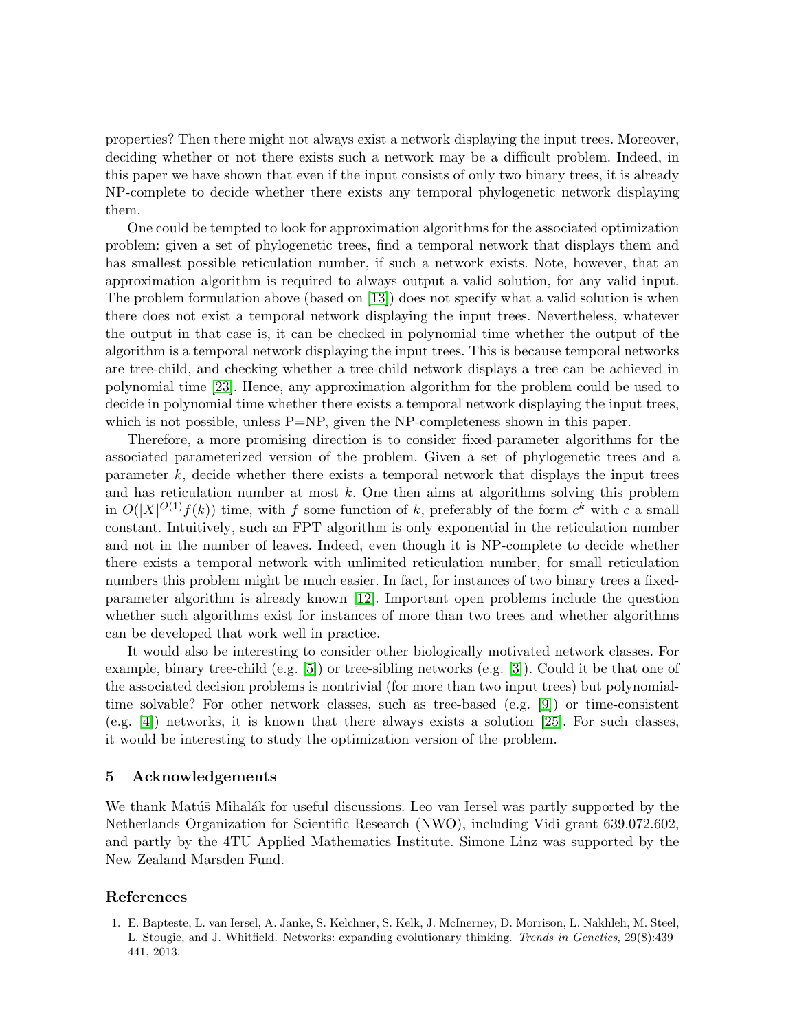properties? Then there might not always exist a network displaying the input trees. Moreover, deciding whether or not there exists such a network may be a difficult problem. Indeed, in this paper we have shown that even if the input consists of only two binary trees, it is already NP-complete to decide whether there exists any temporal phylogenetic network displaying them.

One could be tempted to look for approximation algorithms for the associated optimization problem: given a set of phylogenetic trees, find a temporal network that displays them and has smallest possible reticulation number, if such a network exists. Note, however, that an approximation algorithm is required to always output a valid solution, for any valid input. The problem formulation above (based on [13]) does not specify what a valid solution is when there does not exist a temporal network displaying the input trees. Nevertheless, whatever the output in that case is, it can be checked in polynomial time whether the output of the algorithm is a temporal network displaying the input trees. This is because temporal networks are tree-child, and checking whether a tree-child network displays a tree can be achieved in polynomial time [23]. Hence, any approximation algorithm for the problem could be used to decide in polynomial time whether there exists a temporal network displaying the input trees, which is not possible, unless P=NP, given the NP-completeness shown in this paper.

Therefore, a more promising direction is to consider fixed-parameter algorithms for the associated parameterized version of the problem. Given a set of phylogenetic trees and a parameter $k$, decide whether there exists a temporal network that displays the input trees and has reticulation number at most $k$. One then aims at algorithms solving this problem in $O(|X|^{O(1)}f(k))$ time, with $f$ some function of $k$, preferably of the form $c^k$ with $c$ a small constant. Intuitively, such an FPT algorithm is only exponential in the reticulation number and not in the number of leaves. Indeed, even though it is NP-complete to decide whether there exists a temporal network with unlimited reticulation number, for small reticulation numbers this problem might be much easier. In fact, for instances of two binary trees a fixed-parameter algorithm is already known [12]. Important open problems include the question whether such algorithms exist for instances of more than two trees and whether algorithms can be developed that work well in practice.

It would also be interesting to consider other biologically motivated network classes. For example, binary tree-child (e.g. [5]) or tree-sibling networks (e.g. [3]). Could it be that one of the associated decision problems is nontrivial (for more than two input trees) but polynomial-time solvable? For other network classes, such as tree-based (e.g. [9]) or time-consistent (e.g. [4]) networks, it is known that there always exists a solution [25]. For such classes, it would be interesting to study the optimization version of the problem.

## 5 Acknowledgements

We thank Matúš Mihalák for useful discussions. Leo van Iersel was partly supported by the Netherlands Organization for Scientific Research (NWO), including Vidi grant 639.072.602, and partly by the 4TU Applied Mathematics Institute. Simone Linz was supported by the New Zealand Marsden Fund.

## References

1. E. Bapteste, L. van Iersel, A. Janke, S. Kelchner, S. Kelk, J. McInerney, D. Morrison, L. Nakhleh, M. Steel, L. Stougie, and J. Whitfield. Networks: expanding evolutionary thinking. *Trends in Genetics*, 29(8):439–441, 2013.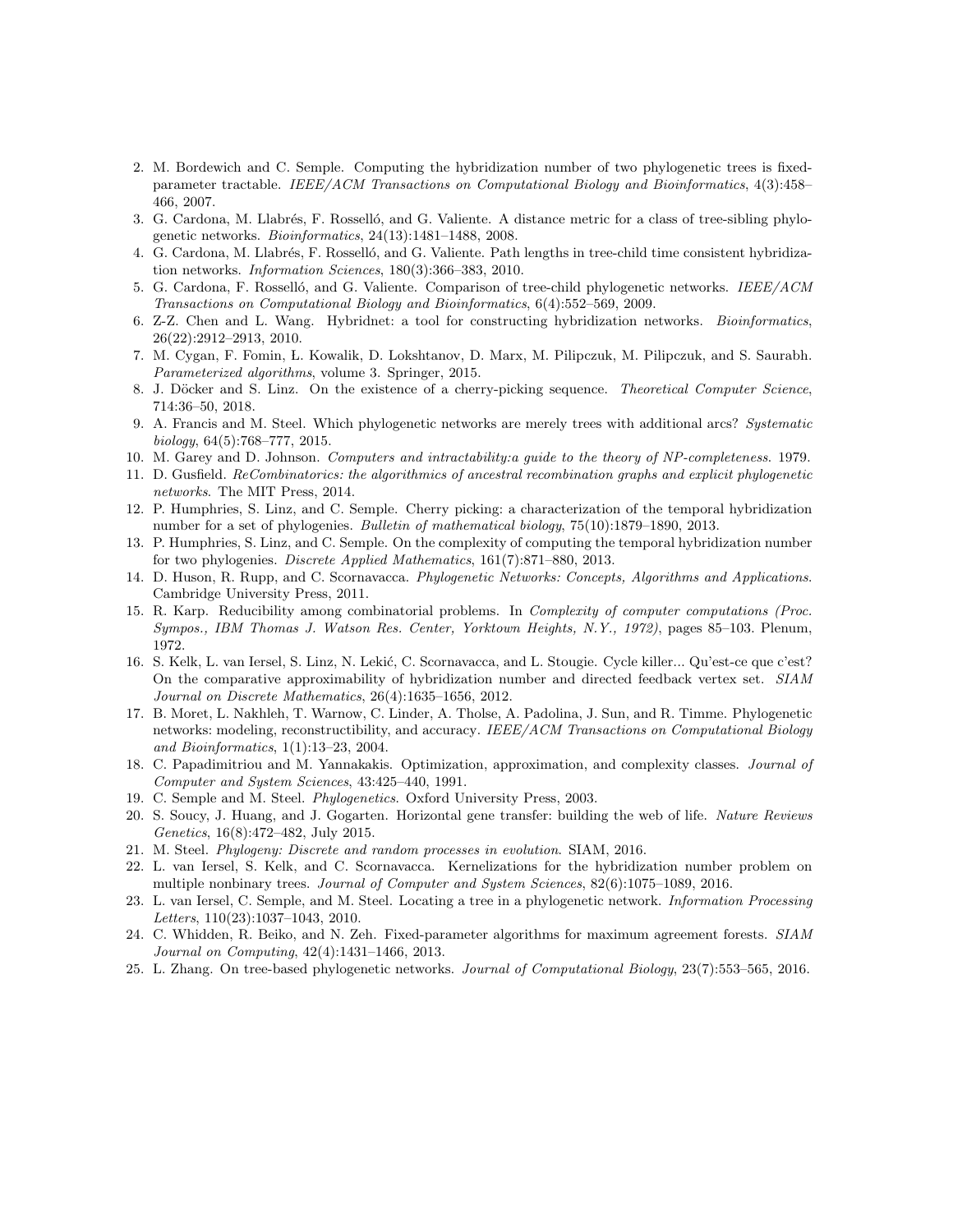2. M. Bordewich and C. Semple. Computing the hybridization number of two phylogenetic trees is fixed-parameter tractable. *IEEE/ACM Transactions on Computational Biology and Bioinformatics*, 4(3):458–466, 2007.
3. G. Cardona, M. Llabrés, F. Rosselló, and G. Valiente. A distance metric for a class of tree-sibling phylogenetic networks. *Bioinformatics*, 24(13):1481–1488, 2008.
4. G. Cardona, M. Llabrés, F. Rosselló, and G. Valiente. Path lengths in tree-child time consistent hybridization networks. *Information Sciences*, 180(3):366–383, 2010.
5. G. Cardona, F. Rosselló, and G. Valiente. Comparison of tree-child phylogenetic networks. *IEEE/ACM Transactions on Computational Biology and Bioinformatics*, 6(4):552–569, 2009.
6. Z-Z. Chen and L. Wang. Hybridnet: a tool for constructing hybridization networks. *Bioinformatics*, 26(22):2912–2913, 2010.
7. M. Cygan, F. Fomin, Ł. Kowalik, D. Lokshtanov, D. Marx, M. Pilipczuk, M. Pilipczuk, and S. Saurabh. *Parameterized algorithms*, volume 3. Springer, 2015.
8. J. Döcker and S. Linz. On the existence of a cherry-picking sequence. *Theoretical Computer Science*, 714:36–50, 2018.
9. A. Francis and M. Steel. Which phylogenetic networks are merely trees with additional arcs? *Systematic biology*, 64(5):768–777, 2015.
10. M. Garey and D. Johnson. *Computers and intractability:a guide to the theory of NP-completeness*. 1979.
11. D. Gusfield. *ReCombinatorics: the algorithmics of ancestral recombination graphs and explicit phylogenetic networks*. The MIT Press, 2014.
12. P. Humphries, S. Linz, and C. Semple. Cherry picking: a characterization of the temporal hybridization number for a set of phylogenies. *Bulletin of mathematical biology*, 75(10):1879–1890, 2013.
13. P. Humphries, S. Linz, and C. Semple. On the complexity of computing the temporal hybridization number for two phylogenies. *Discrete Applied Mathematics*, 161(7):871–880, 2013.
14. D. Huson, R. Rupp, and C. Scornavacca. *Phylogenetic Networks: Concepts, Algorithms and Applications*. Cambridge University Press, 2011.
15. R. Karp. Reducibility among combinatorial problems. In *Complexity of computer computations (Proc. Sympos., IBM Thomas J. Watson Res. Center, Yorktown Heights, N.Y., 1972)*, pages 85–103. Plenum, 1972.
16. S. Kelk, L. van Iersel, S. Linz, N. Lekić, C. Scornavacca, and L. Stougie. Cycle killer... Qu'est-ce que c'est? On the comparative approximability of hybridization number and directed feedback vertex set. *SIAM Journal on Discrete Mathematics*, 26(4):1635–1656, 2012.
17. B. Moret, L. Nakhleh, T. Warnow, C. Linder, A. Tholse, A. Padolina, J. Sun, and R. Timme. Phylogenetic networks: modeling, reconstructibility, and accuracy. *IEEE/ACM Transactions on Computational Biology and Bioinformatics*, 1(1):13–23, 2004.
18. C. Papadimitriou and M. Yannakakis. Optimization, approximation, and complexity classes. *Journal of Computer and System Sciences*, 43:425–440, 1991.
19. C. Semple and M. Steel. *Phylogenetics*. Oxford University Press, 2003.
20. S. Soucy, J. Huang, and J. Gogarten. Horizontal gene transfer: building the web of life. *Nature Reviews Genetics*, 16(8):472–482, July 2015.
21. M. Steel. *Phylogeny: Discrete and random processes in evolution*. SIAM, 2016.
22. L. van Iersel, S. Kelk, and C. Scornavacca. Kernelizations for the hybridization number problem on multiple nonbinary trees. *Journal of Computer and System Sciences*, 82(6):1075–1089, 2016.
23. L. van Iersel, C. Semple, and M. Steel. Locating a tree in a phylogenetic network. *Information Processing Letters*, 110(23):1037–1043, 2010.
24. C. Whidden, R. Beiko, and N. Zeh. Fixed-parameter algorithms for maximum agreement forests. *SIAM Journal on Computing*, 42(4):1431–1466, 2013.
25. L. Zhang. On tree-based phylogenetic networks. *Journal of Computational Biology*, 23(7):553–565, 2016.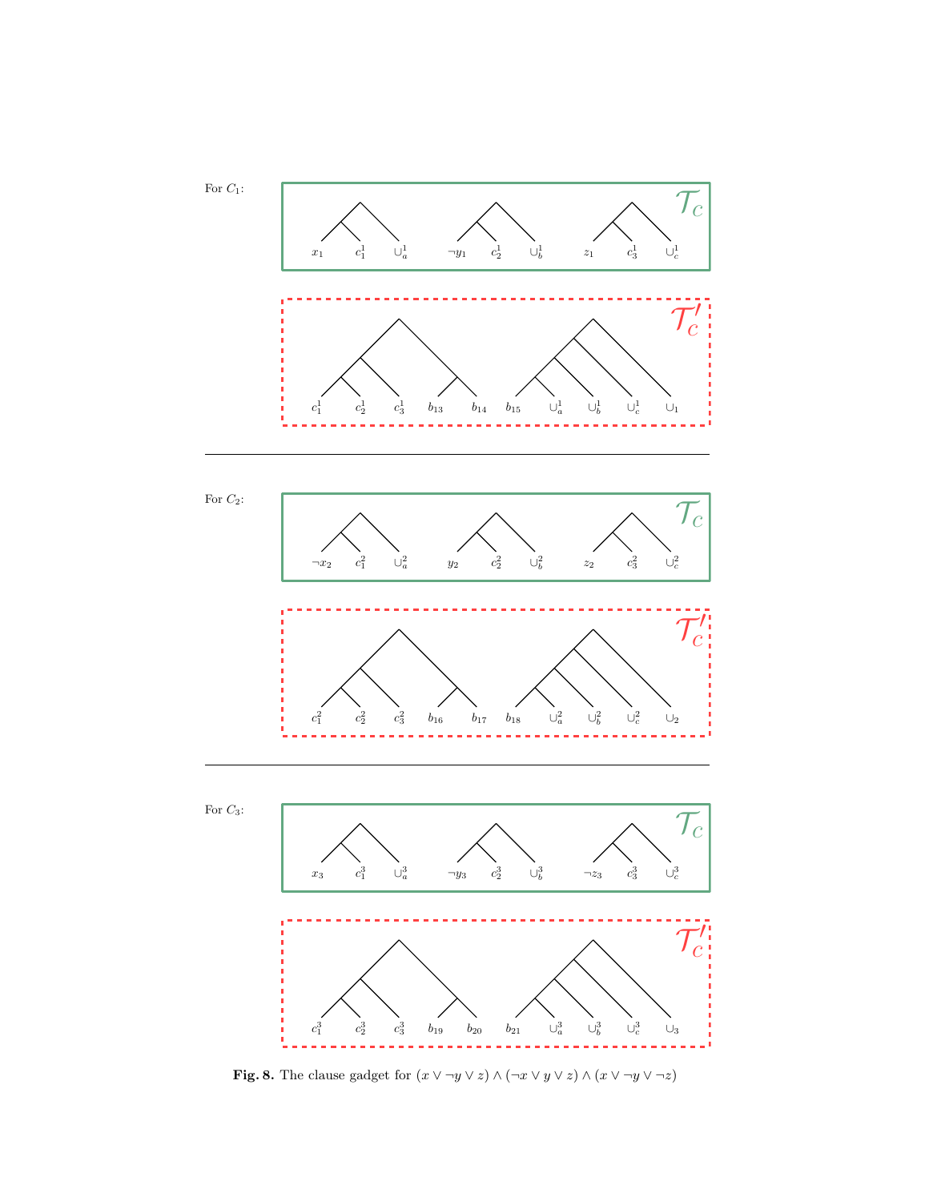For $C_1$:

For $C_2$:

For $C_3$:

**Fig. 8.** The clause gadget for $(x \vee \neg y \vee z) \wedge (\neg x \vee y \vee z) \wedge (x \vee \neg y \vee \neg z)$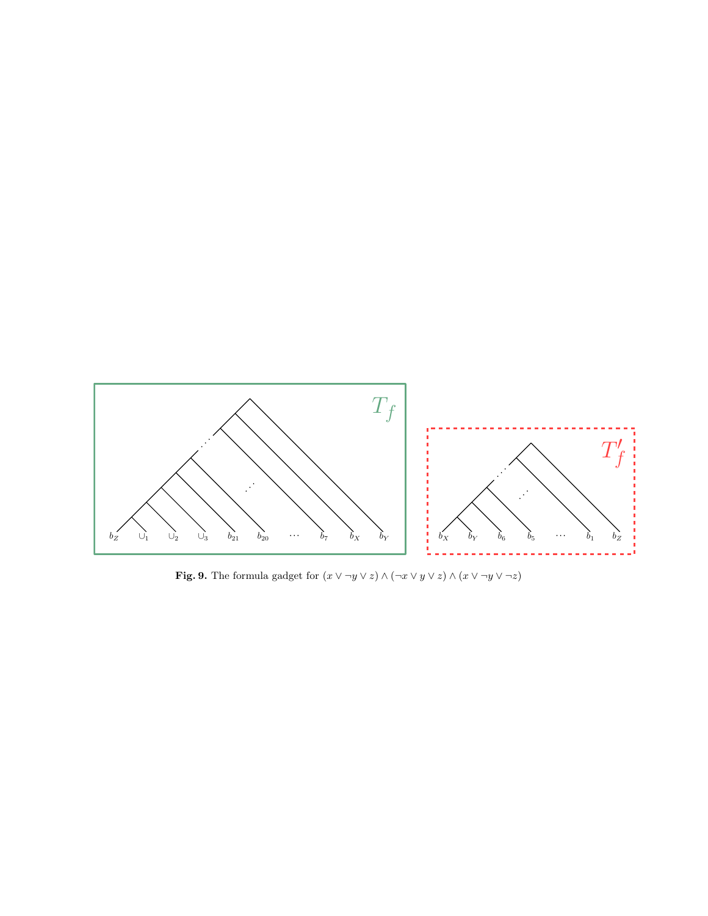$T_f$

$b_Z$ $\cup_1$ $\cup_2$ $\cup_3$ $b_{21}$ $b_{20}$ $\cdots$ $b_7$ $b_X$ $b_Y$

$T'_f$

$b_X$ $b_Y$ $b_6$ $b_5$ $\cdots$ $b_1$ $b_Z$

**Fig. 9.** The formula gadget for $(x \vee \neg y \vee z) \wedge (\neg x \vee y \vee z) \wedge (x \vee \neg y \vee \neg z)$